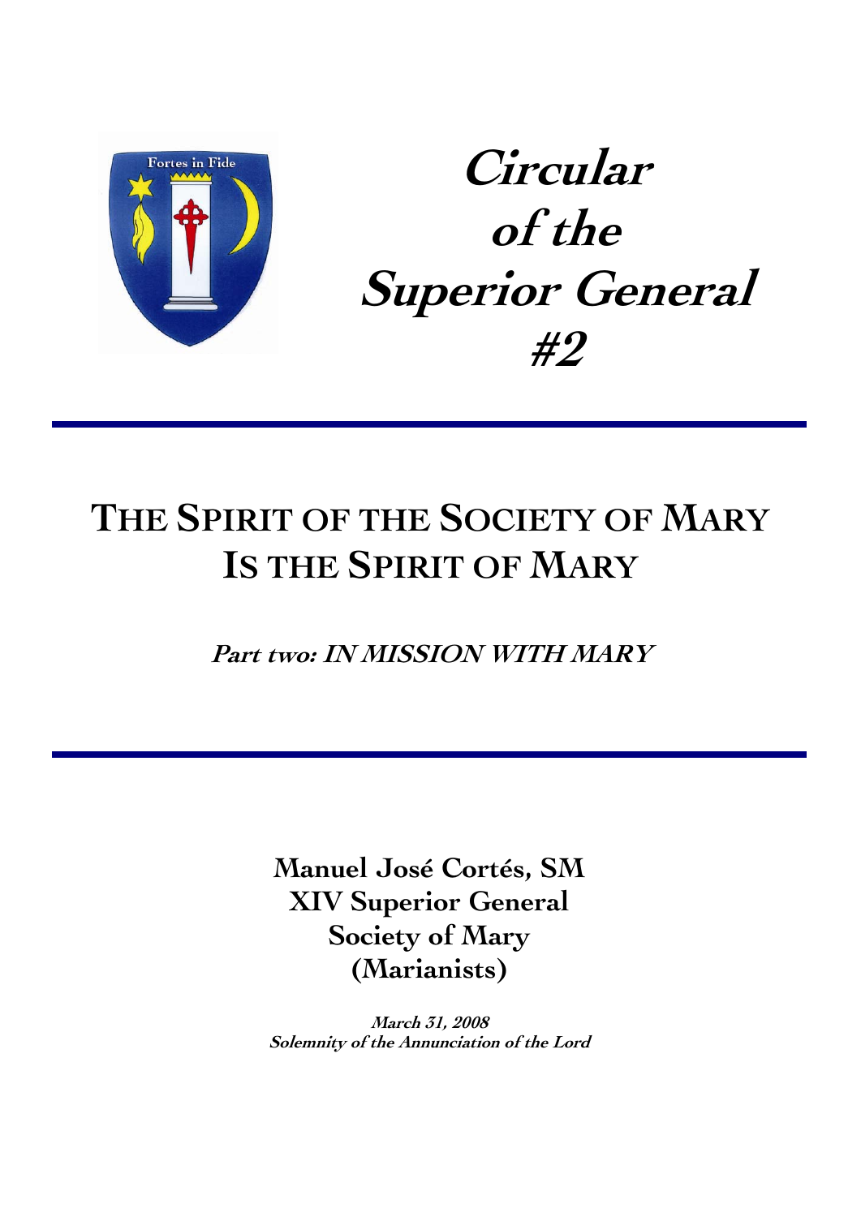# Circular of the Superior General #2

---

## THE SPIRIT OF THE SOCIETY OF MARY IS THE SPIRIT OF MARY

***Part two: IN MISSION WITH MARY***

---

**Manuel José Cortés, SM**
**XIV Superior General**
**Society of Mary**
**(Marianists)**

***March 31, 2008***
***Solemnity of the Annunciation of the Lord***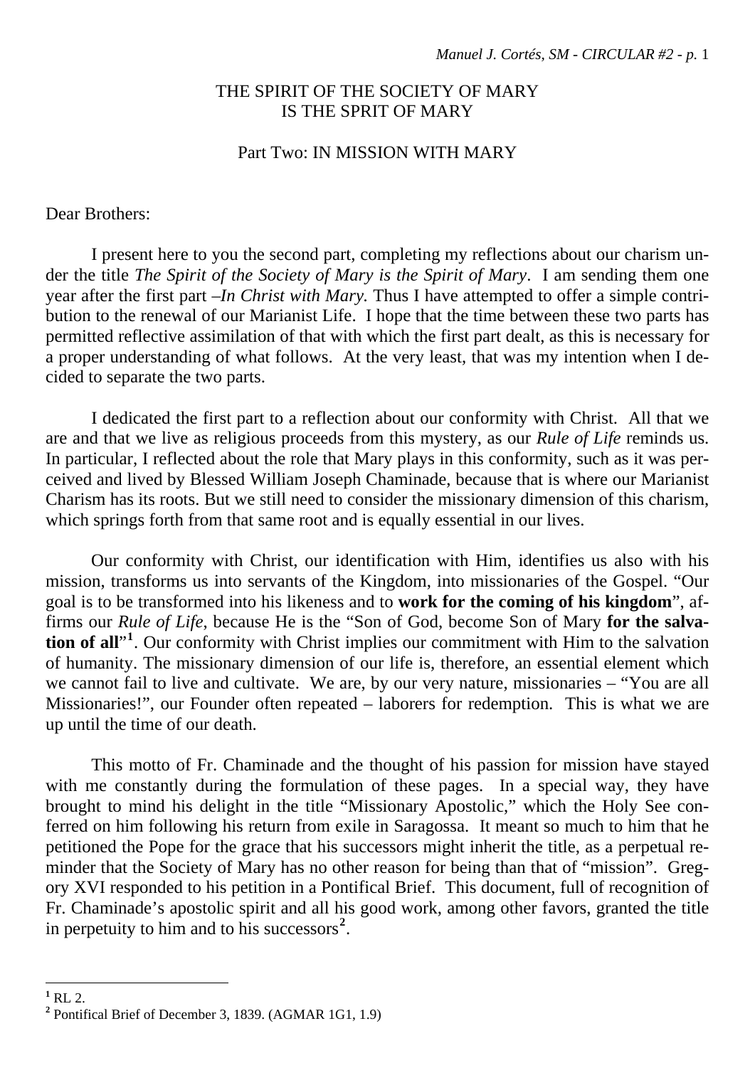# THE SPIRIT OF THE SOCIETY OF MARY IS THE SPRIT OF MARY

## Part Two: IN MISSION WITH MARY

Dear Brothers:

I present here to you the second part, completing my reflections about our charism under the title *The Spirit of the Society of Mary is the Spirit of Mary*. I am sending them one year after the first part –*In Christ with Mary.* Thus I have attempted to offer a simple contribution to the renewal of our Marianist Life. I hope that the time between these two parts has permitted reflective assimilation of that with which the first part dealt, as this is necessary for a proper understanding of what follows. At the very least, that was my intention when I decided to separate the two parts.

I dedicated the first part to a reflection about our conformity with Christ. All that we are and that we live as religious proceeds from this mystery, as our *Rule of Life* reminds us. In particular, I reflected about the role that Mary plays in this conformity, such as it was perceived and lived by Blessed William Joseph Chaminade, because that is where our Marianist Charism has its roots. But we still need to consider the missionary dimension of this charism, which springs forth from that same root and is equally essential in our lives.

Our conformity with Christ, our identification with Him, identifies us also with his mission, transforms us into servants of the Kingdom, into missionaries of the Gospel. "Our goal is to be transformed into his likeness and to **work for the coming of his kingdom**", affirms our *Rule of Life,* because He is the "Son of God, become Son of Mary **for the salvation of all**"[1]. Our conformity with Christ implies our commitment with Him to the salvation of humanity. The missionary dimension of our life is, therefore, an essential element which we cannot fail to live and cultivate. We are, by our very nature, missionaries – "You are all Missionaries!", our Founder often repeated – laborers for redemption. This is what we are up until the time of our death.

This motto of Fr. Chaminade and the thought of his passion for mission have stayed with me constantly during the formulation of these pages. In a special way, they have brought to mind his delight in the title "Missionary Apostolic," which the Holy See conferred on him following his return from exile in Saragossa. It meant so much to him that he petitioned the Pope for the grace that his successors might inherit the title, as a perpetual reminder that the Society of Mary has no other reason for being than that of "mission". Gregory XVI responded to his petition in a Pontifical Brief. This document, full of recognition of Fr. Chaminade's apostolic spirit and all his good work, among other favors, granted the title in perpetuity to him and to his successors[2].

---

[1] RL 2.

[2] Pontifical Brief of December 3, 1839. (AGMAR 1G1, 1.9)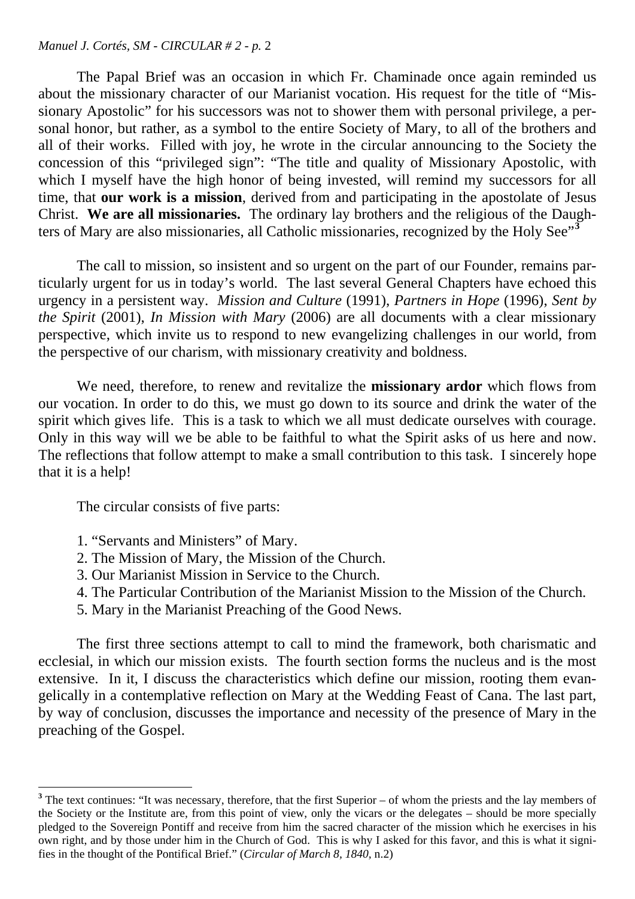The Papal Brief was an occasion in which Fr. Chaminade once again reminded us about the missionary character of our Marianist vocation. His request for the title of "Missionary Apostolic" for his successors was not to shower them with personal privilege, a personal honor, but rather, as a symbol to the entire Society of Mary, to all of the brothers and all of their works. Filled with joy, he wrote in the circular announcing to the Society the concession of this "privileged sign": "The title and quality of Missionary Apostolic, with which I myself have the high honor of being invested, will remind my successors for all time, that **our work is a mission**, derived from and participating in the apostolate of Jesus Christ. **We are all missionaries.** The ordinary lay brothers and the religious of the Daughters of Mary are also missionaries, all Catholic missionaries, recognized by the Holy See"[3]

The call to mission, so insistent and so urgent on the part of our Founder, remains particularly urgent for us in today's world. The last several General Chapters have echoed this urgency in a persistent way. *Mission and Culture* (1991), *Partners in Hope* (1996), *Sent by the Spirit* (2001), *In Mission with Mary* (2006) are all documents with a clear missionary perspective, which invite us to respond to new evangelizing challenges in our world, from the perspective of our charism, with missionary creativity and boldness.

We need, therefore, to renew and revitalize the **missionary ardor** which flows from our vocation. In order to do this, we must go down to its source and drink the water of the spirit which gives life. This is a task to which we all must dedicate ourselves with courage. Only in this way will we be able to be faithful to what the Spirit asks of us here and now. The reflections that follow attempt to make a small contribution to this task. I sincerely hope that it is a help!

The circular consists of five parts:

1. "Servants and Ministers" of Mary.
2. The Mission of Mary, the Mission of the Church.
3. Our Marianist Mission in Service to the Church.
4. The Particular Contribution of the Marianist Mission to the Mission of the Church.
5. Mary in the Marianist Preaching of the Good News.

The first three sections attempt to call to mind the framework, both charismatic and ecclesial, in which our mission exists. The fourth section forms the nucleus and is the most extensive. In it, I discuss the characteristics which define our mission, rooting them evangelically in a contemplative reflection on Mary at the Wedding Feast of Cana. The last part, by way of conclusion, discusses the importance and necessity of the presence of Mary in the preaching of the Gospel.

---

[3] The text continues: "It was necessary, therefore, that the first Superior – of whom the priests and the lay members of the Society or the Institute are, from this point of view, only the vicars or the delegates – should be more specially pledged to the Sovereign Pontiff and receive from him the sacred character of the mission which he exercises in his own right, and by those under him in the Church of God. This is why I asked for this favor, and this is what it signifies in the thought of the Pontifical Brief." (*Circular of March 8, 1840*, n.2)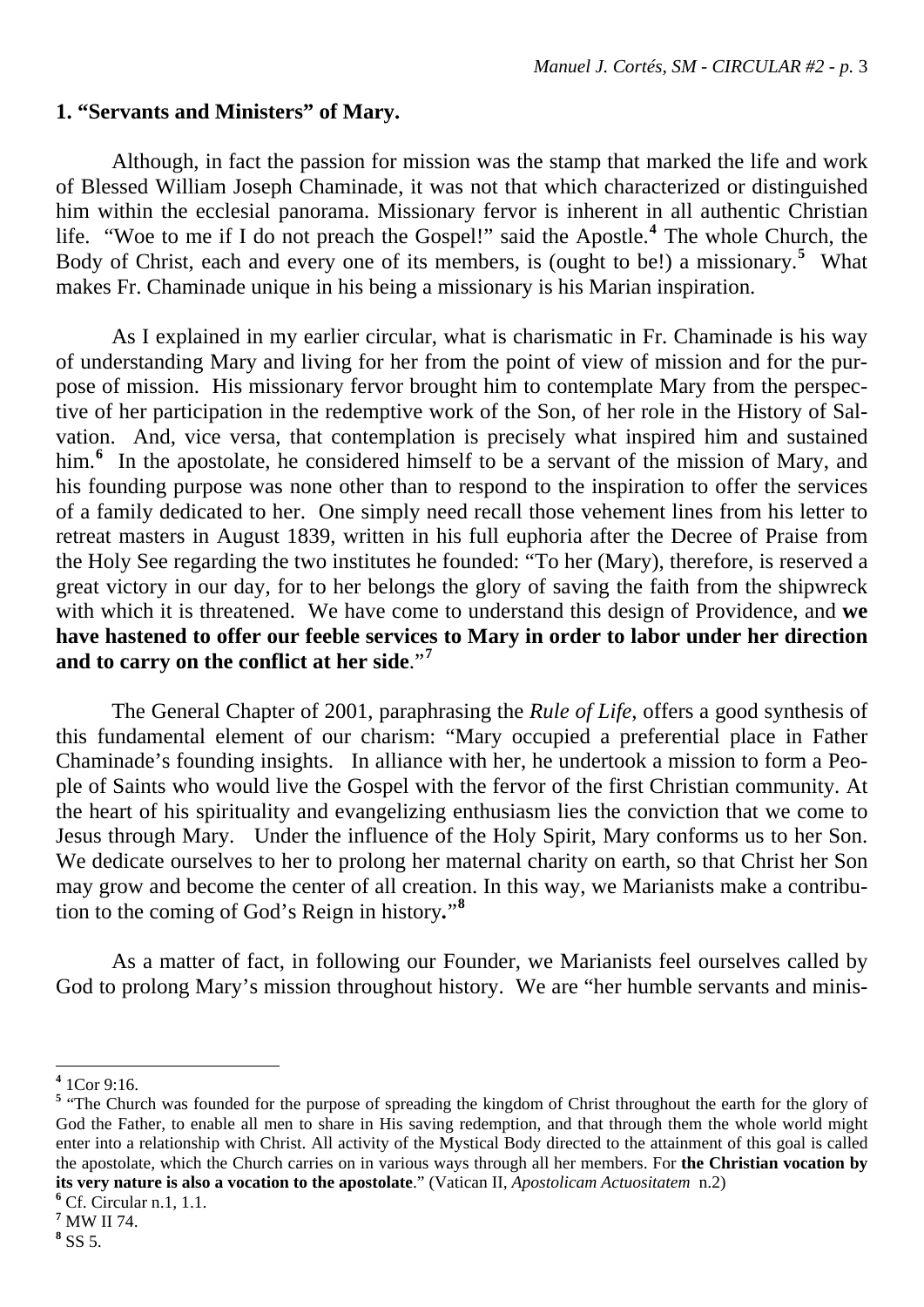## 1. "Servants and Ministers" of Mary.

Although, in fact the passion for mission was the stamp that marked the life and work of Blessed William Joseph Chaminade, it was not that which characterized or distinguished him within the ecclesial panorama. Missionary fervor is inherent in all authentic Christian life. "Woe to me if I do not preach the Gospel!" said the Apostle.[4] The whole Church, the Body of Christ, each and every one of its members, is (ought to be!) a missionary.[5] What makes Fr. Chaminade unique in his being a missionary is his Marian inspiration.

As I explained in my earlier circular, what is charismatic in Fr. Chaminade is his way of understanding Mary and living for her from the point of view of mission and for the purpose of mission. His missionary fervor brought him to contemplate Mary from the perspective of her participation in the redemptive work of the Son, of her role in the History of Salvation. And, vice versa, that contemplation is precisely what inspired him and sustained him.[6] In the apostolate, he considered himself to be a servant of the mission of Mary, and his founding purpose was none other than to respond to the inspiration to offer the services of a family dedicated to her. One simply need recall those vehement lines from his letter to retreat masters in August 1839, written in his full euphoria after the Decree of Praise from the Holy See regarding the two institutes he founded: "To her (Mary), therefore, is reserved a great victory in our day, for to her belongs the glory of saving the faith from the shipwreck with which it is threatened. We have come to understand this design of Providence, and **we have hastened to offer our feeble services to Mary in order to labor under her direction and to carry on the conflict at her side**."[7]

The General Chapter of 2001, paraphrasing the *Rule of Life*, offers a good synthesis of this fundamental element of our charism: "Mary occupied a preferential place in Father Chaminade's founding insights. In alliance with her, he undertook a mission to form a People of Saints who would live the Gospel with the fervor of the first Christian community. At the heart of his spirituality and evangelizing enthusiasm lies the conviction that we come to Jesus through Mary. Under the influence of the Holy Spirit, Mary conforms us to her Son. We dedicate ourselves to her to prolong her maternal charity on earth, so that Christ her Son may grow and become the center of all creation. In this way, we Marianists make a contribution to the coming of God's Reign in history."[8]

As a matter of fact, in following our Founder, we Marianists feel ourselves called by God to prolong Mary's mission throughout history. We are "her humble servants and minis-

---

[4] 1Cor 9:16.

[5] "The Church was founded for the purpose of spreading the kingdom of Christ throughout the earth for the glory of God the Father, to enable all men to share in His saving redemption, and that through them the whole world might enter into a relationship with Christ. All activity of the Mystical Body directed to the attainment of this goal is called the apostolate, which the Church carries on in various ways through all her members. For **the Christian vocation by its very nature is also a vocation to the apostolate**." (Vatican II, *Apostolicam Actuositatem* n.2)

[6] Cf. Circular n.1, 1.1.

[7] MW II 74.

[8] SS 5.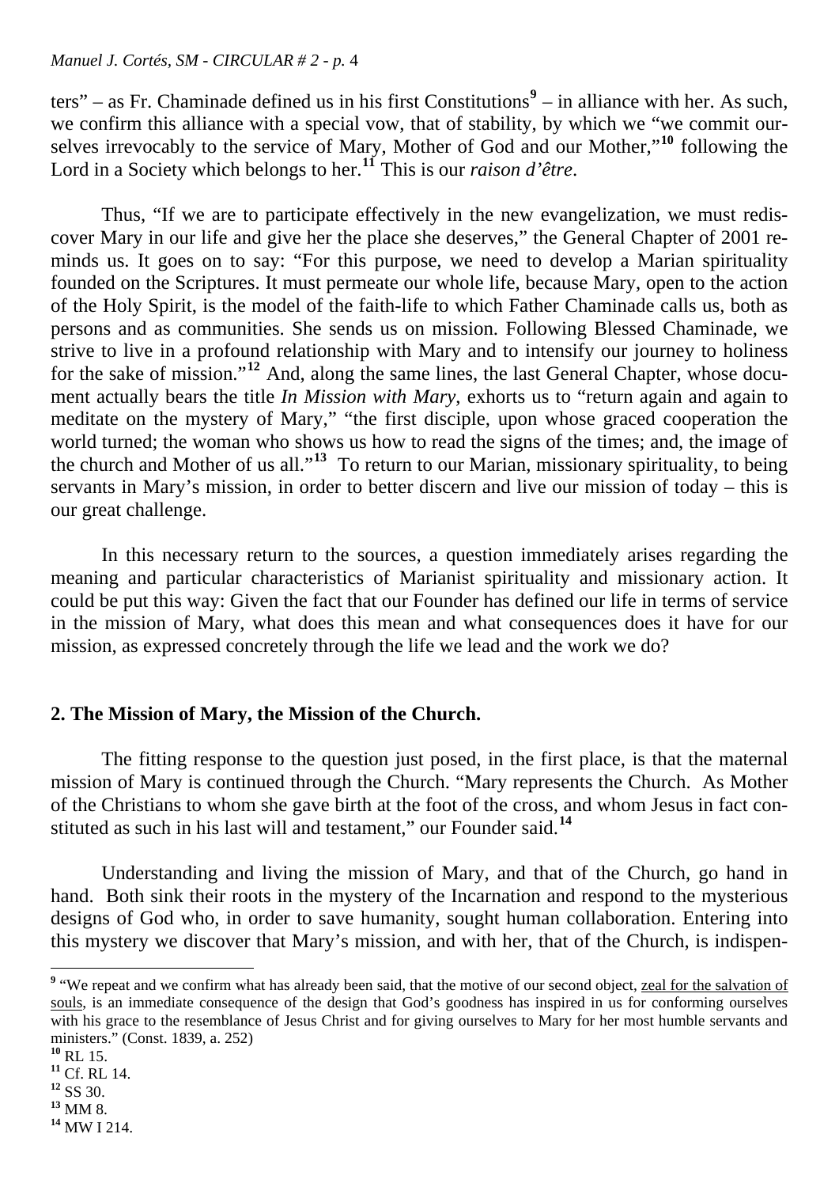ters" – as Fr. Chaminade defined us in his first Constitutions[9] – in alliance with her. As such, we confirm this alliance with a special vow, that of stability, by which we "we commit ourselves irrevocably to the service of Mary, Mother of God and our Mother,"[10] following the Lord in a Society which belongs to her.[11] This is our *raison d'être*.

Thus, "If we are to participate effectively in the new evangelization, we must rediscover Mary in our life and give her the place she deserves," the General Chapter of 2001 reminds us. It goes on to say: "For this purpose, we need to develop a Marian spirituality founded on the Scriptures. It must permeate our whole life, because Mary, open to the action of the Holy Spirit, is the model of the faith-life to which Father Chaminade calls us, both as persons and as communities. She sends us on mission. Following Blessed Chaminade, we strive to live in a profound relationship with Mary and to intensify our journey to holiness for the sake of mission."[12] And, along the same lines, the last General Chapter, whose document actually bears the title *In Mission with Mary*, exhorts us to "return again and again to meditate on the mystery of Mary," "the first disciple, upon whose graced cooperation the world turned; the woman who shows us how to read the signs of the times; and, the image of the church and Mother of us all."[13] To return to our Marian, missionary spirituality, to being servants in Mary's mission, in order to better discern and live our mission of today – this is our great challenge.

In this necessary return to the sources, a question immediately arises regarding the meaning and particular characteristics of Marianist spirituality and missionary action. It could be put this way: Given the fact that our Founder has defined our life in terms of service in the mission of Mary, what does this mean and what consequences does it have for our mission, as expressed concretely through the life we lead and the work we do?

## 2. The Mission of Mary, the Mission of the Church.

The fitting response to the question just posed, in the first place, is that the maternal mission of Mary is continued through the Church. "Mary represents the Church. As Mother of the Christians to whom she gave birth at the foot of the cross, and whom Jesus in fact constituted as such in his last will and testament," our Founder said.[14]

Understanding and living the mission of Mary, and that of the Church, go hand in hand. Both sink their roots in the mystery of the Incarnation and respond to the mysterious designs of God who, in order to save humanity, sought human collaboration. Entering into this mystery we discover that Mary's mission, and with her, that of the Church, is indispen-

---

[9] "We repeat and we confirm what has already been said, that the motive of our second object, zeal for the salvation of souls, is an immediate consequence of the design that God's goodness has inspired in us for conforming ourselves with his grace to the resemblance of Jesus Christ and for giving ourselves to Mary for her most humble servants and ministers." (Const. 1839, a. 252)

[10] RL 15.

[11] Cf. RL 14.

[12] SS 30.

[13] MM 8.

[14] MW I 214.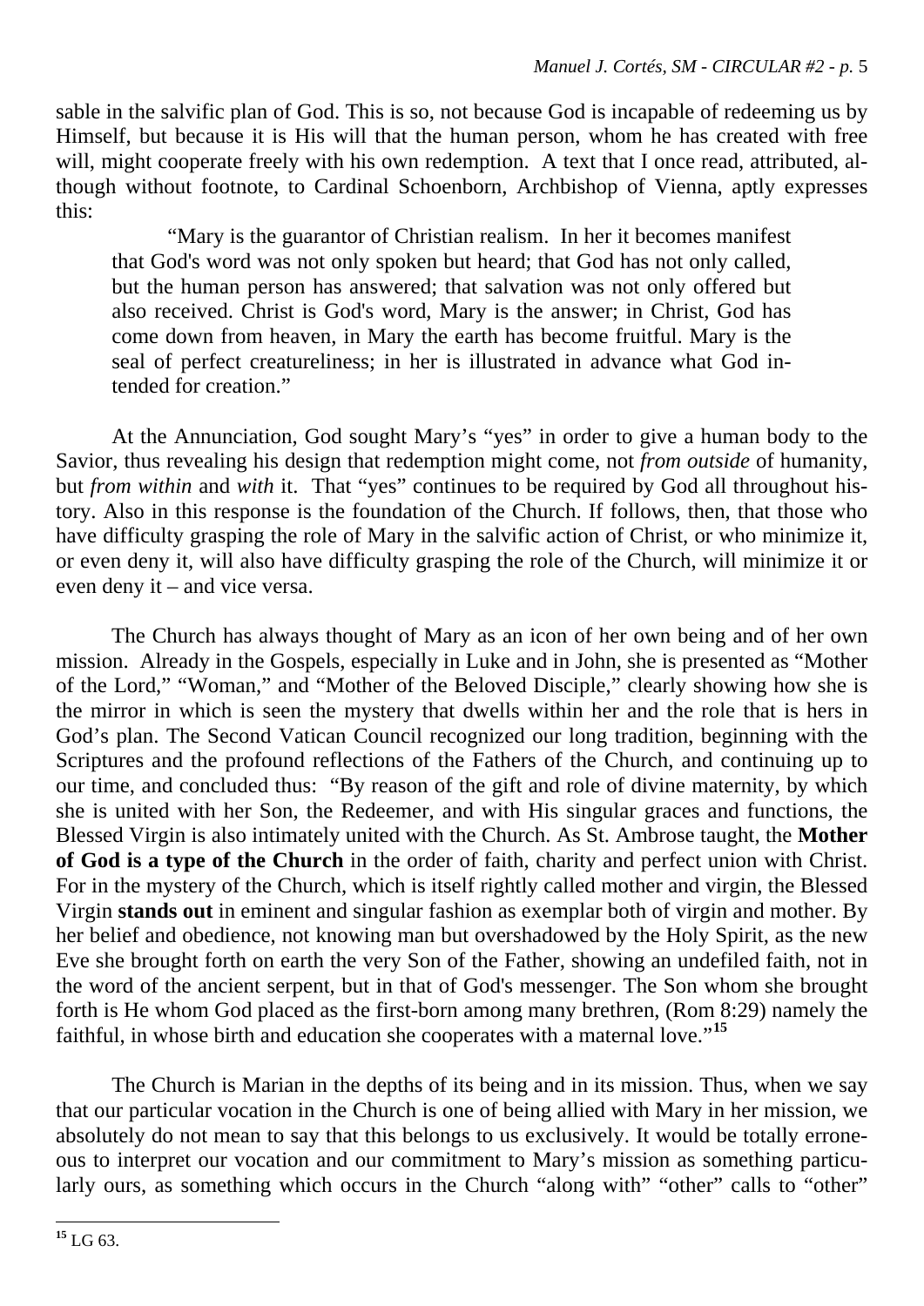sable in the salvific plan of God. This is so, not because God is incapable of redeeming us by Himself, but because it is His will that the human person, whom he has created with free will, might cooperate freely with his own redemption. A text that I once read, attributed, although without footnote, to Cardinal Schoenborn, Archbishop of Vienna, aptly expresses this:

> "Mary is the guarantor of Christian realism. In her it becomes manifest that God's word was not only spoken but heard; that God has not only called, but the human person has answered; that salvation was not only offered but also received. Christ is God's word, Mary is the answer; in Christ, God has come down from heaven, in Mary the earth has become fruitful. Mary is the seal of perfect creatureliness; in her is illustrated in advance what God intended for creation."

At the Annunciation, God sought Mary's "yes" in order to give a human body to the Savior, thus revealing his design that redemption might come, not *from outside* of humanity, but *from within* and *with* it. That "yes" continues to be required by God all throughout history. Also in this response is the foundation of the Church. If follows, then, that those who have difficulty grasping the role of Mary in the salvific action of Christ, or who minimize it, or even deny it, will also have difficulty grasping the role of the Church, will minimize it or even deny it – and vice versa.

The Church has always thought of Mary as an icon of her own being and of her own mission. Already in the Gospels, especially in Luke and in John, she is presented as "Mother of the Lord," "Woman," and "Mother of the Beloved Disciple," clearly showing how she is the mirror in which is seen the mystery that dwells within her and the role that is hers in God's plan. The Second Vatican Council recognized our long tradition, beginning with the Scriptures and the profound reflections of the Fathers of the Church, and continuing up to our time, and concluded thus: "By reason of the gift and role of divine maternity, by which she is united with her Son, the Redeemer, and with His singular graces and functions, the Blessed Virgin is also intimately united with the Church. As St. Ambrose taught, the **Mother of God is a type of the Church** in the order of faith, charity and perfect union with Christ. For in the mystery of the Church, which is itself rightly called mother and virgin, the Blessed Virgin **stands out** in eminent and singular fashion as exemplar both of virgin and mother. By her belief and obedience, not knowing man but overshadowed by the Holy Spirit, as the new Eve she brought forth on earth the very Son of the Father, showing an undefiled faith, not in the word of the ancient serpent, but in that of God's messenger. The Son whom she brought forth is He whom God placed as the first-born among many brethren, (Rom 8:29) namely the faithful, in whose birth and education she cooperates with a maternal love."[15]

The Church is Marian in the depths of its being and in its mission. Thus, when we say that our particular vocation in the Church is one of being allied with Mary in her mission, we absolutely do not mean to say that this belongs to us exclusively. It would be totally erroneous to interpret our vocation and our commitment to Mary's mission as something particularly ours, as something which occurs in the Church "along with" "other" calls to "other"

---

[15] LG 63.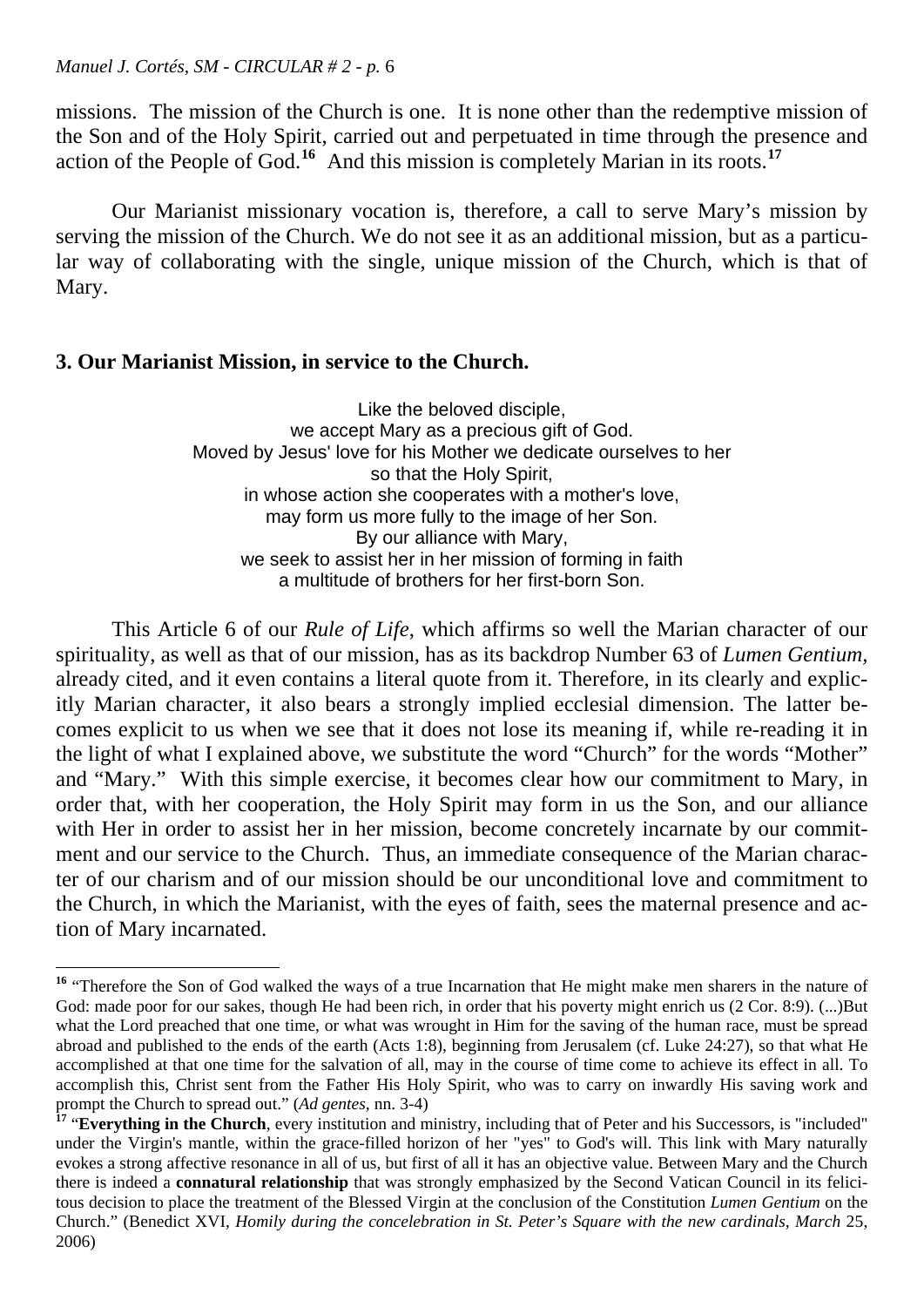missions. The mission of the Church is one. It is none other than the redemptive mission of the Son and of the Holy Spirit, carried out and perpetuated in time through the presence and action of the People of God.[16] And this mission is completely Marian in its roots.[17]

Our Marianist missionary vocation is, therefore, a call to serve Mary's mission by serving the mission of the Church. We do not see it as an additional mission, but as a particular way of collaborating with the single, unique mission of the Church, which is that of Mary.

## 3. Our Marianist Mission, in service to the Church.

Like the beloved disciple,
we accept Mary as a precious gift of God.
Moved by Jesus' love for his Mother we dedicate ourselves to her
so that the Holy Spirit,
in whose action she cooperates with a mother's love,
may form us more fully to the image of her Son.
By our alliance with Mary,
we seek to assist her in her mission of forming in faith
a multitude of brothers for her first-born Son.

This Article 6 of our *Rule of Life*, which affirms so well the Marian character of our spirituality, as well as that of our mission, has as its backdrop Number 63 of *Lumen Gentium*, already cited, and it even contains a literal quote from it. Therefore, in its clearly and explicitly Marian character, it also bears a strongly implied ecclesial dimension. The latter becomes explicit to us when we see that it does not lose its meaning if, while re-reading it in the light of what I explained above, we substitute the word "Church" for the words "Mother" and "Mary." With this simple exercise, it becomes clear how our commitment to Mary, in order that, with her cooperation, the Holy Spirit may form in us the Son, and our alliance with Her in order to assist her in her mission, become concretely incarnate by our commitment and our service to the Church. Thus, an immediate consequence of the Marian character of our charism and of our mission should be our unconditional love and commitment to the Church, in which the Marianist, with the eyes of faith, sees the maternal presence and action of Mary incarnated.

---

[16] "Therefore the Son of God walked the ways of a true Incarnation that He might make men sharers in the nature of God: made poor for our sakes, though He had been rich, in order that his poverty might enrich us (2 Cor. 8:9). (...)But what the Lord preached that one time, or what was wrought in Him for the saving of the human race, must be spread abroad and published to the ends of the earth (Acts 1:8), beginning from Jerusalem (cf. Luke 24:27), so that what He accomplished at that one time for the salvation of all, may in the course of time come to achieve its effect in all. To accomplish this, Christ sent from the Father His Holy Spirit, who was to carry on inwardly His saving work and prompt the Church to spread out." (*Ad gentes*, nn. 3-4)

[17] "**Everything in the Church**, every institution and ministry, including that of Peter and his Successors, is "included" under the Virgin's mantle, within the grace-filled horizon of her "yes" to God's will. This link with Mary naturally evokes a strong affective resonance in all of us, but first of all it has an objective value. Between Mary and the Church there is indeed a **connatural relationship** that was strongly emphasized by the Second Vatican Council in its felicitous decision to place the treatment of the Blessed Virgin at the conclusion of the Constitution *Lumen Gentium* on the Church." (Benedict XVI, *Homily during the concelebration in St. Peter's Square with the new cardinals, March* 25, 2006)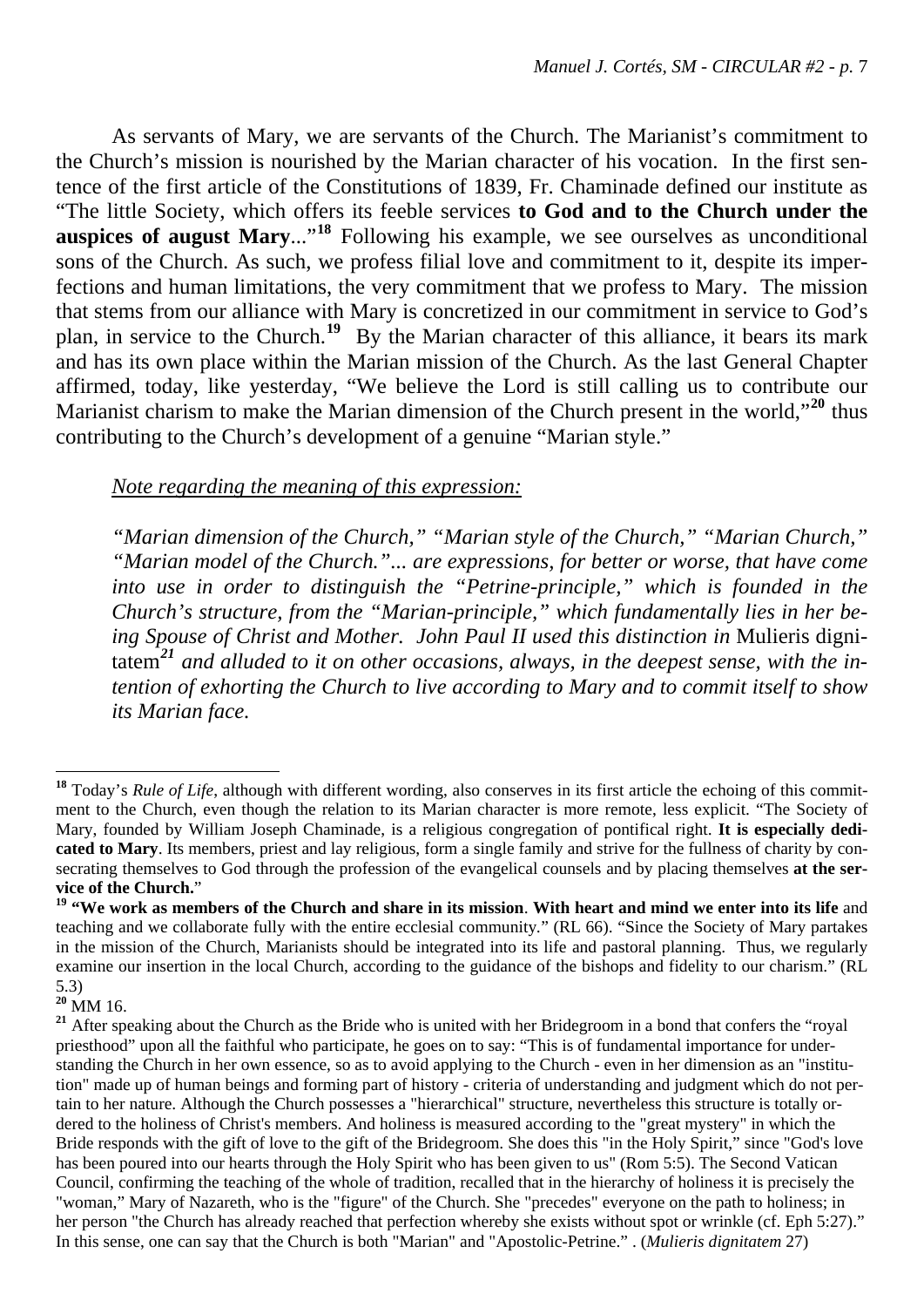As servants of Mary, we are servants of the Church. The Marianist's commitment to the Church's mission is nourished by the Marian character of his vocation. In the first sentence of the first article of the Constitutions of 1839, Fr. Chaminade defined our institute as "The little Society, which offers its feeble services **to God and to the Church under the auspices of august Mary**..."[18] Following his example, we see ourselves as unconditional sons of the Church. As such, we profess filial love and commitment to it, despite its imperfections and human limitations, the very commitment that we profess to Mary. The mission that stems from our alliance with Mary is concretized in our commitment in service to God's plan, in service to the Church.[19] By the Marian character of this alliance, it bears its mark and has its own place within the Marian mission of the Church. As the last General Chapter affirmed, today, like yesterday, "We believe the Lord is still calling us to contribute our Marianist charism to make the Marian dimension of the Church present in the world,"[20] thus contributing to the Church's development of a genuine "Marian style."

<u>*Note regarding the meaning of this expression:*</u>

*"Marian dimension of the Church," "Marian style of the Church," "Marian Church," "Marian model of the Church."... are expressions, for better or worse, that have come into use in order to distinguish the "Petrine-principle," which is founded in the Church's structure, from the "Marian-principle," which fundamentally lies in her being Spouse of Christ and Mother. John Paul II used this distinction in* Mulieris dignitatem[21] *and alluded to it on other occasions, always, in the deepest sense, with the intention of exhorting the Church to live according to Mary and to commit itself to show its Marian face.*

---

[18] Today's *Rule of Life*, although with different wording, also conserves in its first article the echoing of this commitment to the Church, even though the relation to its Marian character is more remote, less explicit. "The Society of Mary, founded by William Joseph Chaminade, is a religious congregation of pontifical right. **It is especially dedicated to Mary**. Its members, priest and lay religious, form a single family and strive for the fullness of charity by consecrating themselves to God through the profession of the evangelical counsels and by placing themselves **at the service of the Church.**"

[19] **"We work as members of the Church and share in its mission**. **With heart and mind we enter into its life** and teaching and we collaborate fully with the entire ecclesial community." (RL 66). "Since the Society of Mary partakes in the mission of the Church, Marianists should be integrated into its life and pastoral planning. Thus, we regularly examine our insertion in the local Church, according to the guidance of the bishops and fidelity to our charism." (RL 5.3)

[20] MM 16.

[21] After speaking about the Church as the Bride who is united with her Bridegroom in a bond that confers the "royal priesthood" upon all the faithful who participate, he goes on to say: "This is of fundamental importance for understanding the Church in her own essence, so as to avoid applying to the Church - even in her dimension as an "institution" made up of human beings and forming part of history - criteria of understanding and judgment which do not pertain to her nature. Although the Church possesses a "hierarchical" structure, nevertheless this structure is totally ordered to the holiness of Christ's members. And holiness is measured according to the "great mystery" in which the Bride responds with the gift of love to the gift of the Bridegroom. She does this "in the Holy Spirit," since "God's love has been poured into our hearts through the Holy Spirit who has been given to us" (Rom 5:5). The Second Vatican Council, confirming the teaching of the whole of tradition, recalled that in the hierarchy of holiness it is precisely the "woman," Mary of Nazareth, who is the "figure" of the Church. She "precedes" everyone on the path to holiness; in her person "the Church has already reached that perfection whereby she exists without spot or wrinkle (cf. Eph 5:27)." In this sense, one can say that the Church is both "Marian" and "Apostolic-Petrine." . (*Mulieris dignitatem* 27)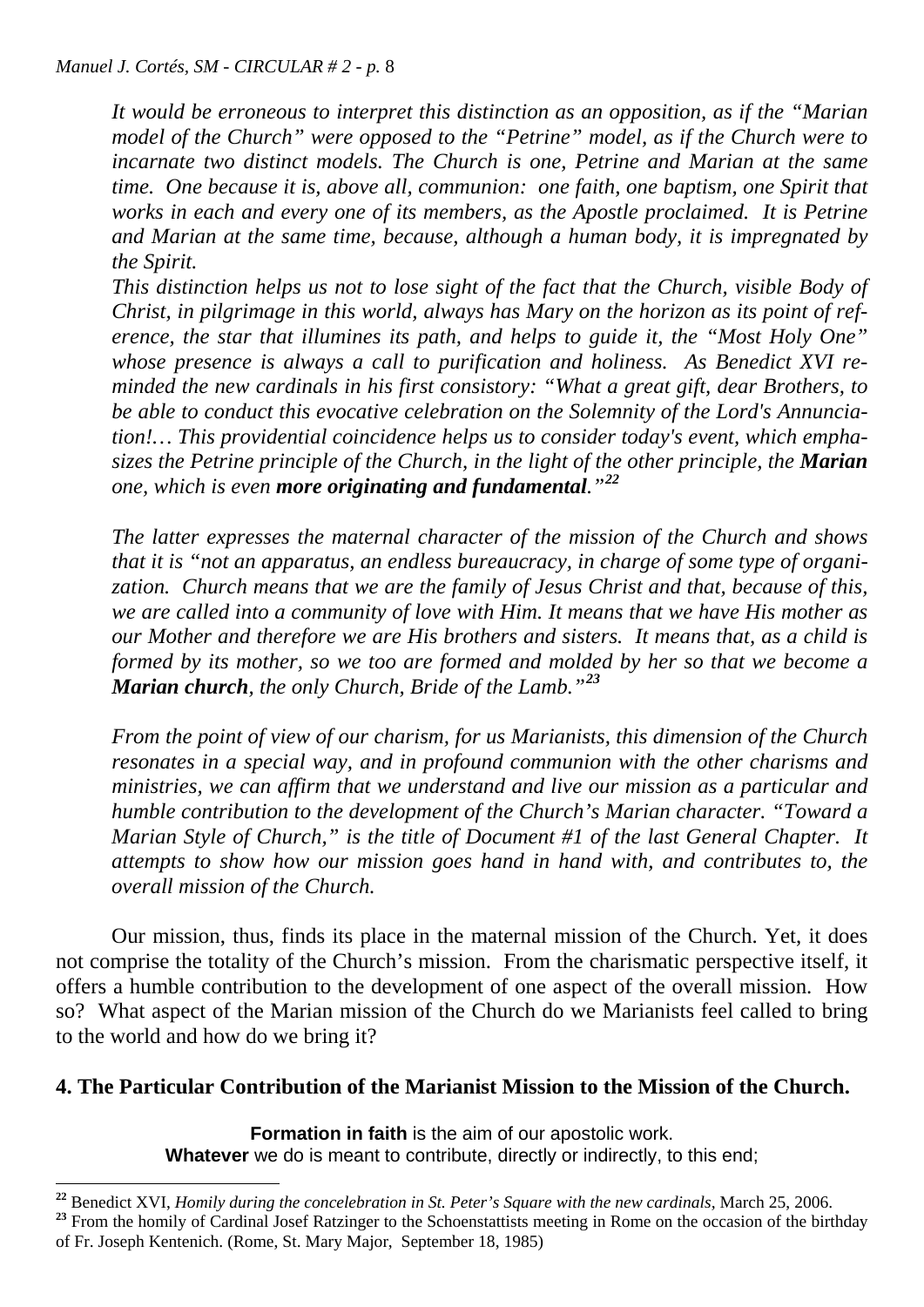*It would be erroneous to interpret this distinction as an opposition, as if the "Marian model of the Church" were opposed to the "Petrine" model, as if the Church were to incarnate two distinct models. The Church is one, Petrine and Marian at the same time. One because it is, above all, communion: one faith, one baptism, one Spirit that works in each and every one of its members, as the Apostle proclaimed. It is Petrine and Marian at the same time, because, although a human body, it is impregnated by the Spirit.*

*This distinction helps us not to lose sight of the fact that the Church, visible Body of Christ, in pilgrimage in this world, always has Mary on the horizon as its point of reference, the star that illumines its path, and helps to guide it, the "Most Holy One" whose presence is always a call to purification and holiness. As Benedict XVI reminded the new cardinals in his first consistory: "What a great gift, dear Brothers, to be able to conduct this evocative celebration on the Solemnity of the Lord's Annunciation!… This providential coincidence helps us to consider today's event, which emphasizes the Petrine principle of the Church, in the light of the other principle, the **Marian** one, which is even **more originating and fundamental**."[22]*

*The latter expresses the maternal character of the mission of the Church and shows that it is "not an apparatus, an endless bureaucracy, in charge of some type of organization. Church means that we are the family of Jesus Christ and that, because of this, we are called into a community of love with Him. It means that we have His mother as our Mother and therefore we are His brothers and sisters. It means that, as a child is formed by its mother, so we too are formed and molded by her so that we become a **Marian church**, the only Church, Bride of the Lamb."[23]*

*From the point of view of our charism, for us Marianists, this dimension of the Church resonates in a special way, and in profound communion with the other charisms and ministries, we can affirm that we understand and live our mission as a particular and humble contribution to the development of the Church's Marian character. "Toward a Marian Style of Church," is the title of Document #1 of the last General Chapter. It attempts to show how our mission goes hand in hand with, and contributes to, the overall mission of the Church.*

Our mission, thus, finds its place in the maternal mission of the Church. Yet, it does not comprise the totality of the Church's mission. From the charismatic perspective itself, it offers a humble contribution to the development of one aspect of the overall mission. How so? What aspect of the Marian mission of the Church do we Marianists feel called to bring to the world and how do we bring it?

## 4. The Particular Contribution of the Marianist Mission to the Mission of the Church.

**Formation in faith** is the aim of our apostolic work.
**Whatever** we do is meant to contribute, directly or indirectly, to this end;

---

[22] Benedict XVI, *Homily during the concelebration in St. Peter's Square with the new cardinals*, March 25, 2006.

[23] From the homily of Cardinal Josef Ratzinger to the Schoenstattists meeting in Rome on the occasion of the birthday of Fr. Joseph Kentenich. (Rome, St. Mary Major, September 18, 1985)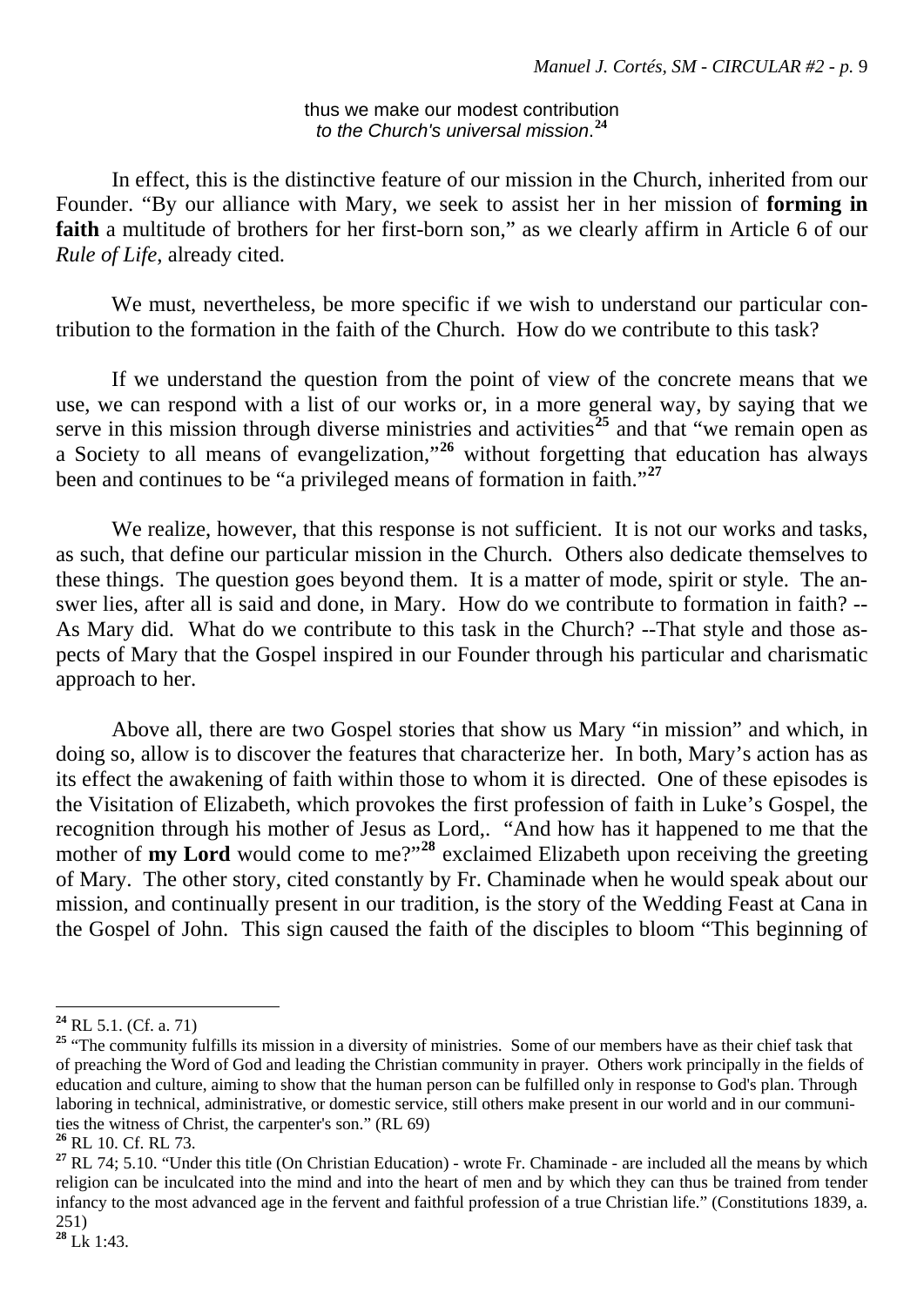thus we make our modest contribution
*to the Church's universal mission*.[24]

In effect, this is the distinctive feature of our mission in the Church, inherited from our Founder. "By our alliance with Mary, we seek to assist her in her mission of **forming in faith** a multitude of brothers for her first-born son," as we clearly affirm in Article 6 of our *Rule of Life*, already cited.

We must, nevertheless, be more specific if we wish to understand our particular contribution to the formation in the faith of the Church. How do we contribute to this task?

If we understand the question from the point of view of the concrete means that we use, we can respond with a list of our works or, in a more general way, by saying that we serve in this mission through diverse ministries and activities[25] and that "we remain open as a Society to all means of evangelization,"[26] without forgetting that education has always been and continues to be "a privileged means of formation in faith."[27]

We realize, however, that this response is not sufficient. It is not our works and tasks, as such, that define our particular mission in the Church. Others also dedicate themselves to these things. The question goes beyond them. It is a matter of mode, spirit or style. The answer lies, after all is said and done, in Mary. How do we contribute to formation in faith? --As Mary did. What do we contribute to this task in the Church? --That style and those aspects of Mary that the Gospel inspired in our Founder through his particular and charismatic approach to her.

Above all, there are two Gospel stories that show us Mary "in mission" and which, in doing so, allow is to discover the features that characterize her. In both, Mary's action has as its effect the awakening of faith within those to whom it is directed. One of these episodes is the Visitation of Elizabeth, which provokes the first profession of faith in Luke's Gospel, the recognition through his mother of Jesus as Lord,. "And how has it happened to me that the mother of **my Lord** would come to me?"[28] exclaimed Elizabeth upon receiving the greeting of Mary. The other story, cited constantly by Fr. Chaminade when he would speak about our mission, and continually present in our tradition, is the story of the Wedding Feast at Cana in the Gospel of John. This sign caused the faith of the disciples to bloom "This beginning of

---

[24] RL 5.1. (Cf. a. 71)

[25] "The community fulfills its mission in a diversity of ministries. Some of our members have as their chief task that of preaching the Word of God and leading the Christian community in prayer. Others work principally in the fields of education and culture, aiming to show that the human person can be fulfilled only in response to God's plan. Through laboring in technical, administrative, or domestic service, still others make present in our world and in our communities the witness of Christ, the carpenter's son." (RL 69)

[26] RL 10. Cf. RL 73.

[27] RL 74; 5.10. "Under this title (On Christian Education) - wrote Fr. Chaminade - are included all the means by which religion can be inculcated into the mind and into the heart of men and by which they can thus be trained from tender infancy to the most advanced age in the fervent and faithful profession of a true Christian life." (Constitutions 1839, a. 251)

[28] Lk 1:43.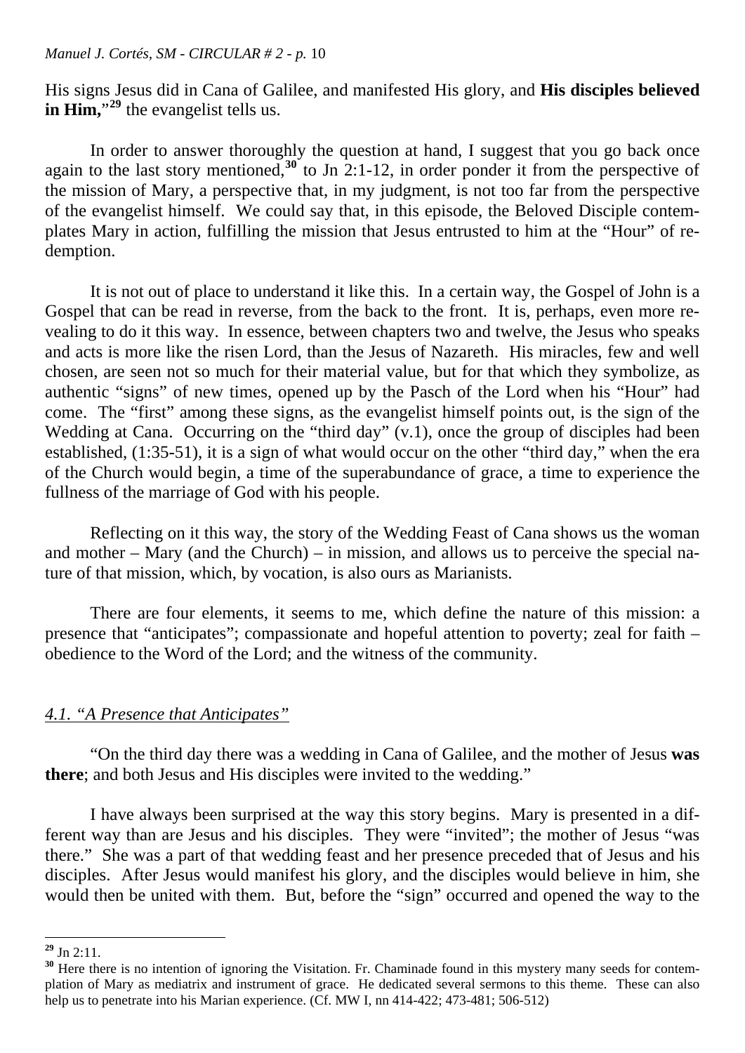His signs Jesus did in Cana of Galilee, and manifested His glory, and **His disciples believed in Him,**"[29] the evangelist tells us.

In order to answer thoroughly the question at hand, I suggest that you go back once again to the last story mentioned,[30] to Jn 2:1-12, in order ponder it from the perspective of the mission of Mary, a perspective that, in my judgment, is not too far from the perspective of the evangelist himself. We could say that, in this episode, the Beloved Disciple contemplates Mary in action, fulfilling the mission that Jesus entrusted to him at the "Hour" of redemption.

It is not out of place to understand it like this. In a certain way, the Gospel of John is a Gospel that can be read in reverse, from the back to the front. It is, perhaps, even more revealing to do it this way. In essence, between chapters two and twelve, the Jesus who speaks and acts is more like the risen Lord, than the Jesus of Nazareth. His miracles, few and well chosen, are seen not so much for their material value, but for that which they symbolize, as authentic "signs" of new times, opened up by the Pasch of the Lord when his "Hour" had come. The "first" among these signs, as the evangelist himself points out, is the sign of the Wedding at Cana. Occurring on the "third day" (v.1), once the group of disciples had been established, (1:35-51), it is a sign of what would occur on the other "third day," when the era of the Church would begin, a time of the superabundance of grace, a time to experience the fullness of the marriage of God with his people.

Reflecting on it this way, the story of the Wedding Feast of Cana shows us the woman and mother – Mary (and the Church) – in mission, and allows us to perceive the special nature of that mission, which, by vocation, is also ours as Marianists.

There are four elements, it seems to me, which define the nature of this mission: a presence that "anticipates"; compassionate and hopeful attention to poverty; zeal for faith – obedience to the Word of the Lord; and the witness of the community.

### *4.1. "A Presence that Anticipates"*

"On the third day there was a wedding in Cana of Galilee, and the mother of Jesus **was there**; and both Jesus and His disciples were invited to the wedding."

I have always been surprised at the way this story begins. Mary is presented in a different way than are Jesus and his disciples. They were "invited"; the mother of Jesus "was there." She was a part of that wedding feast and her presence preceded that of Jesus and his disciples. After Jesus would manifest his glory, and the disciples would believe in him, she would then be united with them. But, before the "sign" occurred and opened the way to the

---

[29] Jn 2:11.

[30] Here there is no intention of ignoring the Visitation. Fr. Chaminade found in this mystery many seeds for contemplation of Mary as mediatrix and instrument of grace. He dedicated several sermons to this theme. These can also help us to penetrate into his Marian experience. (Cf. MW I, nn 414-422; 473-481; 506-512)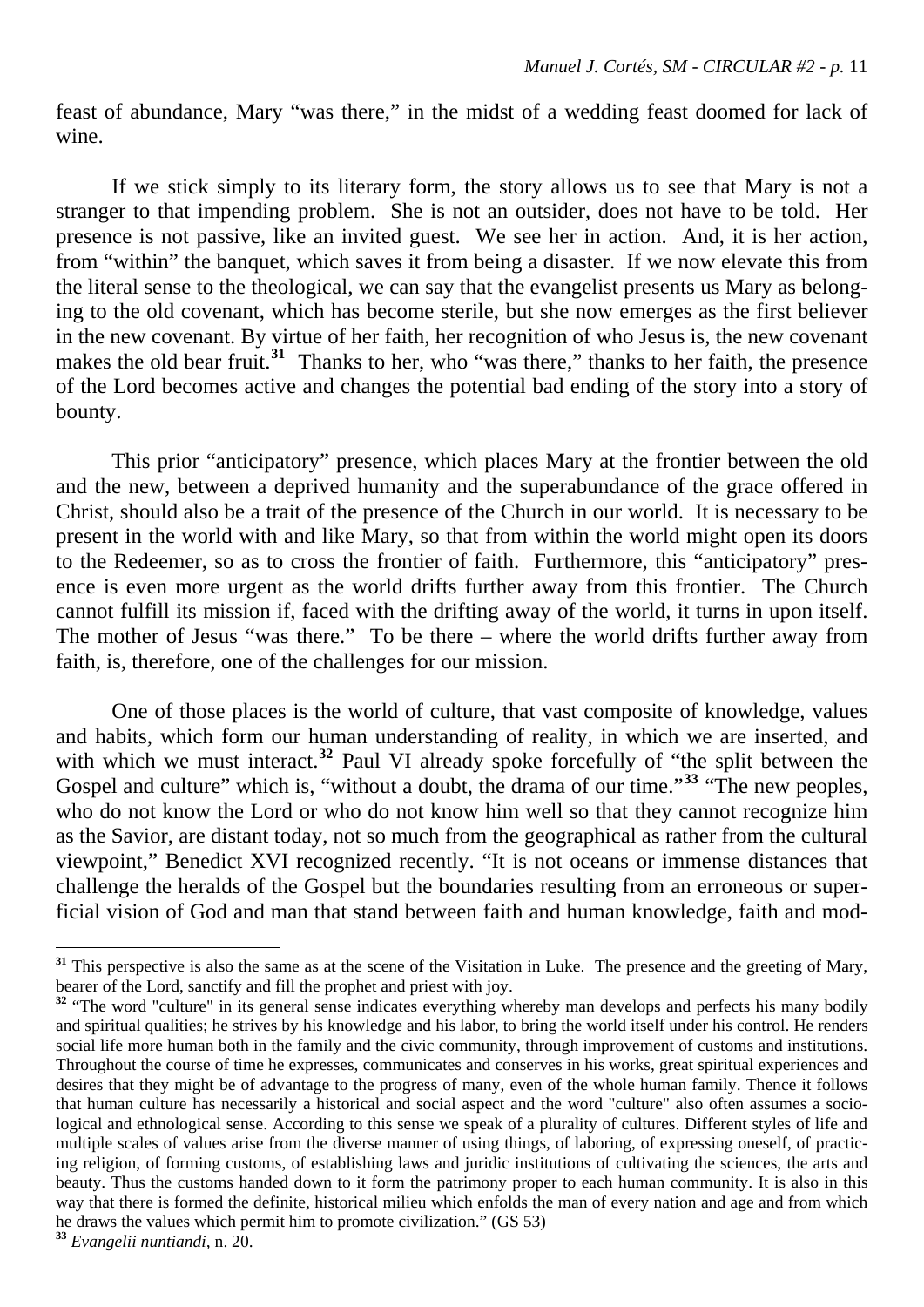feast of abundance, Mary "was there," in the midst of a wedding feast doomed for lack of wine.

If we stick simply to its literary form, the story allows us to see that Mary is not a stranger to that impending problem. She is not an outsider, does not have to be told. Her presence is not passive, like an invited guest. We see her in action. And, it is her action, from "within" the banquet, which saves it from being a disaster. If we now elevate this from the literal sense to the theological, we can say that the evangelist presents us Mary as belonging to the old covenant, which has become sterile, but she now emerges as the first believer in the new covenant. By virtue of her faith, her recognition of who Jesus is, the new covenant makes the old bear fruit.[31] Thanks to her, who "was there," thanks to her faith, the presence of the Lord becomes active and changes the potential bad ending of the story into a story of bounty.

This prior "anticipatory" presence, which places Mary at the frontier between the old and the new, between a deprived humanity and the superabundance of the grace offered in Christ, should also be a trait of the presence of the Church in our world. It is necessary to be present in the world with and like Mary, so that from within the world might open its doors to the Redeemer, so as to cross the frontier of faith. Furthermore, this "anticipatory" presence is even more urgent as the world drifts further away from this frontier. The Church cannot fulfill its mission if, faced with the drifting away of the world, it turns in upon itself. The mother of Jesus "was there." To be there – where the world drifts further away from faith, is, therefore, one of the challenges for our mission.

One of those places is the world of culture, that vast composite of knowledge, values and habits, which form our human understanding of reality, in which we are inserted, and with which we must interact.[32] Paul VI already spoke forcefully of "the split between the Gospel and culture" which is, "without a doubt, the drama of our time."[33] "The new peoples, who do not know the Lord or who do not know him well so that they cannot recognize him as the Savior, are distant today, not so much from the geographical as rather from the cultural viewpoint," Benedict XVI recognized recently. "It is not oceans or immense distances that challenge the heralds of the Gospel but the boundaries resulting from an erroneous or superficial vision of God and man that stand between faith and human knowledge, faith and mod-

---

[31] This perspective is also the same as at the scene of the Visitation in Luke. The presence and the greeting of Mary, bearer of the Lord, sanctify and fill the prophet and priest with joy.

[32] "The word "culture" in its general sense indicates everything whereby man develops and perfects his many bodily and spiritual qualities; he strives by his knowledge and his labor, to bring the world itself under his control. He renders social life more human both in the family and the civic community, through improvement of customs and institutions. Throughout the course of time he expresses, communicates and conserves in his works, great spiritual experiences and desires that they might be of advantage to the progress of many, even of the whole human family. Thence it follows that human culture has necessarily a historical and social aspect and the word "culture" also often assumes a sociological and ethnological sense. According to this sense we speak of a plurality of cultures. Different styles of life and multiple scales of values arise from the diverse manner of using things, of laboring, of expressing oneself, of practicing religion, of forming customs, of establishing laws and juridic institutions of cultivating the sciences, the arts and beauty. Thus the customs handed down to it form the patrimony proper to each human community. It is also in this way that there is formed the definite, historical milieu which enfolds the man of every nation and age and from which he draws the values which permit him to promote civilization." (GS 53)

[33] *Evangelii nuntiandi*, n. 20.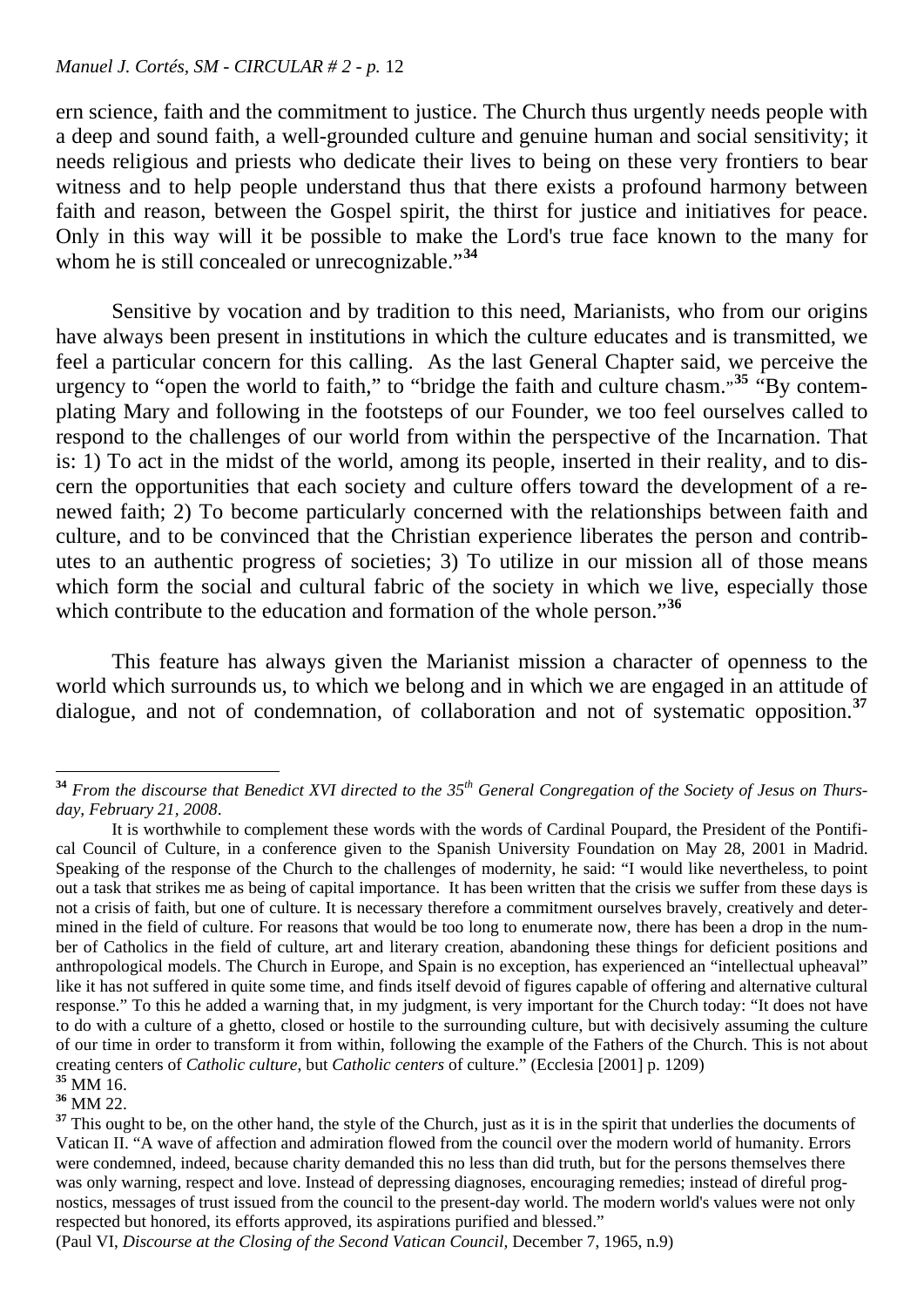ern science, faith and the commitment to justice. The Church thus urgently needs people with a deep and sound faith, a well-grounded culture and genuine human and social sensitivity; it needs religious and priests who dedicate their lives to being on these very frontiers to bear witness and to help people understand thus that there exists a profound harmony between faith and reason, between the Gospel spirit, the thirst for justice and initiatives for peace. Only in this way will it be possible to make the Lord's true face known to the many for whom he is still concealed or unrecognizable."[34]

Sensitive by vocation and by tradition to this need, Marianists, who from our origins have always been present in institutions in which the culture educates and is transmitted, we feel a particular concern for this calling. As the last General Chapter said, we perceive the urgency to "open the world to faith," to "bridge the faith and culture chasm."[35] "By contemplating Mary and following in the footsteps of our Founder, we too feel ourselves called to respond to the challenges of our world from within the perspective of the Incarnation. That is: 1) To act in the midst of the world, among its people, inserted in their reality, and to discern the opportunities that each society and culture offers toward the development of a renewed faith; 2) To become particularly concerned with the relationships between faith and culture, and to be convinced that the Christian experience liberates the person and contributes to an authentic progress of societies; 3) To utilize in our mission all of those means which form the social and cultural fabric of the society in which we live, especially those which contribute to the education and formation of the whole person."[36]

This feature has always given the Marianist mission a character of openness to the world which surrounds us, to which we belong and in which we are engaged in an attitude of dialogue, and not of condemnation, of collaboration and not of systematic opposition.[37]

---

[34] *From the discourse that Benedict XVI directed to the 35th General Congregation of the Society of Jesus on Thursday, February 21, 2008*.

It is worthwhile to complement these words with the words of Cardinal Poupard, the President of the Pontifical Council of Culture, in a conference given to the Spanish University Foundation on May 28, 2001 in Madrid. Speaking of the response of the Church to the challenges of modernity, he said: "I would like nevertheless, to point out a task that strikes me as being of capital importance. It has been written that the crisis we suffer from these days is not a crisis of faith, but one of culture. It is necessary therefore a commitment ourselves bravely, creatively and determined in the field of culture. For reasons that would be too long to enumerate now, there has been a drop in the number of Catholics in the field of culture, art and literary creation, abandoning these things for deficient positions and anthropological models. The Church in Europe, and Spain is no exception, has experienced an "intellectual upheaval" like it has not suffered in quite some time, and finds itself devoid of figures capable of offering and alternative cultural response." To this he added a warning that, in my judgment, is very important for the Church today: "It does not have to do with a culture of a ghetto, closed or hostile to the surrounding culture, but with decisively assuming the culture of our time in order to transform it from within, following the example of the Fathers of the Church. This is not about creating centers of *Catholic culture*, but *Catholic centers* of culture." (Ecclesia [2001] p. 1209)

[35] MM 16.

[36] MM 22.

[37] This ought to be, on the other hand, the style of the Church, just as it is in the spirit that underlies the documents of Vatican II. "A wave of affection and admiration flowed from the council over the modern world of humanity. Errors were condemned, indeed, because charity demanded this no less than did truth, but for the persons themselves there was only warning, respect and love. Instead of depressing diagnoses, encouraging remedies; instead of direful prognostics, messages of trust issued from the council to the present-day world. The modern world's values were not only respected but honored, its efforts approved, its aspirations purified and blessed."
(Paul VI, *Discourse at the Closing of the Second Vatican Council,* December 7, 1965, n.9)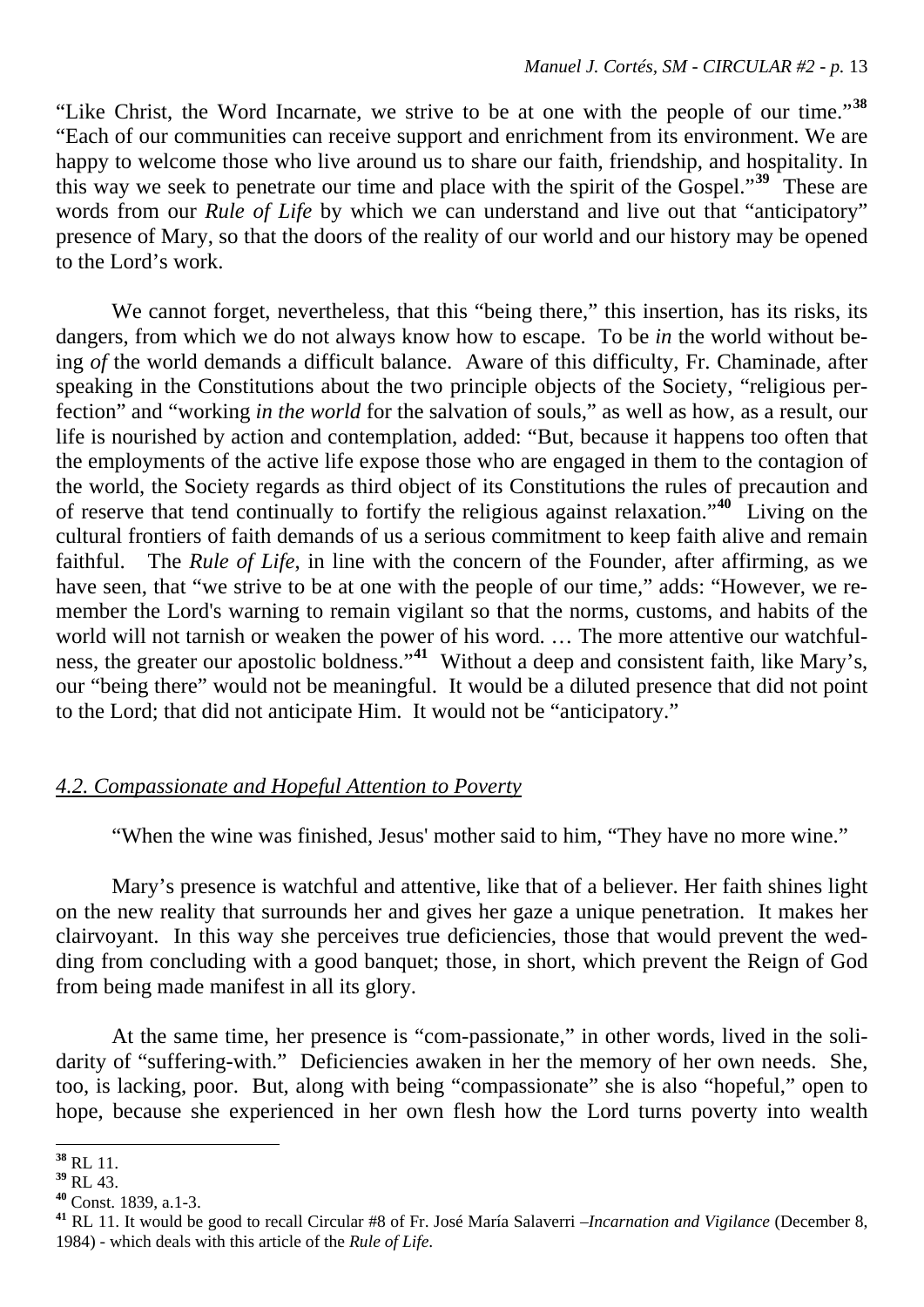"Like Christ, the Word Incarnate, we strive to be at one with the people of our time."[38] "Each of our communities can receive support and enrichment from its environment. We are happy to welcome those who live around us to share our faith, friendship, and hospitality. In this way we seek to penetrate our time and place with the spirit of the Gospel."[39] These are words from our *Rule of Life* by which we can understand and live out that "anticipatory" presence of Mary, so that the doors of the reality of our world and our history may be opened to the Lord's work.

We cannot forget, nevertheless, that this "being there," this insertion, has its risks, its dangers, from which we do not always know how to escape. To be *in* the world without being *of* the world demands a difficult balance. Aware of this difficulty, Fr. Chaminade, after speaking in the Constitutions about the two principle objects of the Society, "religious perfection" and "working *in the world* for the salvation of souls," as well as how, as a result, our life is nourished by action and contemplation, added: "But, because it happens too often that the employments of the active life expose those who are engaged in them to the contagion of the world, the Society regards as third object of its Constitutions the rules of precaution and of reserve that tend continually to fortify the religious against relaxation."[40] Living on the cultural frontiers of faith demands of us a serious commitment to keep faith alive and remain faithful. The *Rule of Life*, in line with the concern of the Founder, after affirming, as we have seen, that "we strive to be at one with the people of our time," adds: "However, we remember the Lord's warning to remain vigilant so that the norms, customs, and habits of the world will not tarnish or weaken the power of his word. … The more attentive our watchfulness, the greater our apostolic boldness."[41] Without a deep and consistent faith, like Mary's, our "being there" would not be meaningful. It would be a diluted presence that did not point to the Lord; that did not anticipate Him. It would not be "anticipatory."

### *4.2. Compassionate and Hopeful Attention to Poverty*

"When the wine was finished, Jesus' mother said to him, "They have no more wine."

Mary's presence is watchful and attentive, like that of a believer. Her faith shines light on the new reality that surrounds her and gives her gaze a unique penetration. It makes her clairvoyant. In this way she perceives true deficiencies, those that would prevent the wedding from concluding with a good banquet; those, in short, which prevent the Reign of God from being made manifest in all its glory.

At the same time, her presence is "com-passionate," in other words, lived in the solidarity of "suffering-with." Deficiencies awaken in her the memory of her own needs. She, too, is lacking, poor. But, along with being "compassionate" she is also "hopeful," open to hope, because she experienced in her own flesh how the Lord turns poverty into wealth

---

[38] RL 11.

[39] RL 43.

[40] Const. 1839, a.1-3.

[41] RL 11. It would be good to recall Circular #8 of Fr. José María Salaverri –*Incarnation and Vigilance* (December 8, 1984) - which deals with this article of the *Rule of Life*.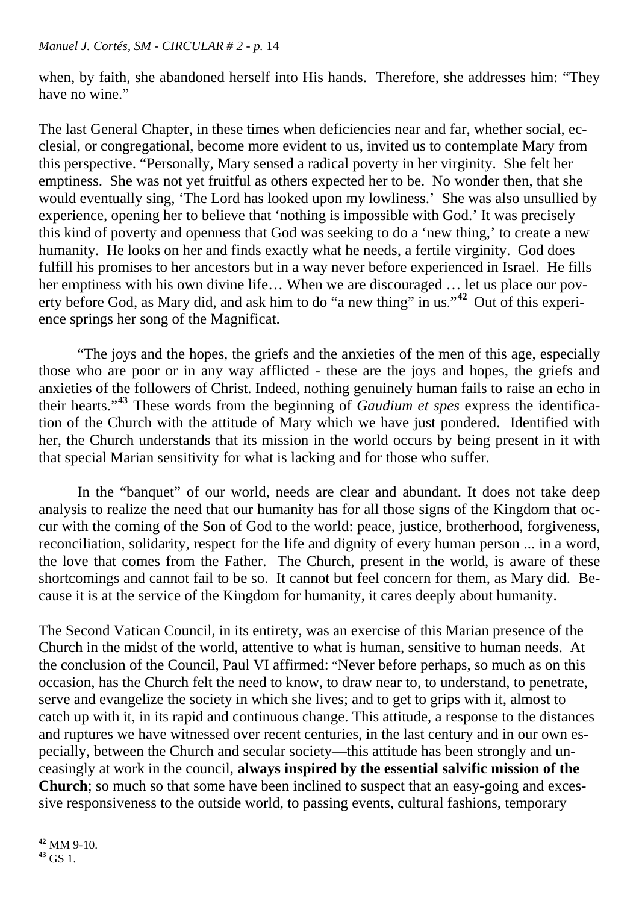when, by faith, she abandoned herself into His hands. Therefore, she addresses him: "They have no wine."

The last General Chapter, in these times when deficiencies near and far, whether social, ecclesial, or congregational, become more evident to us, invited us to contemplate Mary from this perspective. "Personally, Mary sensed a radical poverty in her virginity. She felt her emptiness. She was not yet fruitful as others expected her to be. No wonder then, that she would eventually sing, 'The Lord has looked upon my lowliness.' She was also unsullied by experience, opening her to believe that 'nothing is impossible with God.' It was precisely this kind of poverty and openness that God was seeking to do a 'new thing,' to create a new humanity. He looks on her and finds exactly what he needs, a fertile virginity. God does fulfill his promises to her ancestors but in a way never before experienced in Israel. He fills her emptiness with his own divine life… When we are discouraged … let us place our poverty before God, as Mary did, and ask him to do "a new thing" in us."[42] Out of this experience springs her song of the Magnificat.

"The joys and the hopes, the griefs and the anxieties of the men of this age, especially those who are poor or in any way afflicted - these are the joys and hopes, the griefs and anxieties of the followers of Christ. Indeed, nothing genuinely human fails to raise an echo in their hearts."[43] These words from the beginning of *Gaudium et spes* express the identification of the Church with the attitude of Mary which we have just pondered. Identified with her, the Church understands that its mission in the world occurs by being present in it with that special Marian sensitivity for what is lacking and for those who suffer.

In the "banquet" of our world, needs are clear and abundant. It does not take deep analysis to realize the need that our humanity has for all those signs of the Kingdom that occur with the coming of the Son of God to the world: peace, justice, brotherhood, forgiveness, reconciliation, solidarity, respect for the life and dignity of every human person ... in a word, the love that comes from the Father. The Church, present in the world, is aware of these shortcomings and cannot fail to be so. It cannot but feel concern for them, as Mary did. Because it is at the service of the Kingdom for humanity, it cares deeply about humanity.

The Second Vatican Council, in its entirety, was an exercise of this Marian presence of the Church in the midst of the world, attentive to what is human, sensitive to human needs. At the conclusion of the Council, Paul VI affirmed: "Never before perhaps, so much as on this occasion, has the Church felt the need to know, to draw near to, to understand, to penetrate, serve and evangelize the society in which she lives; and to get to grips with it, almost to catch up with it, in its rapid and continuous change. This attitude, a response to the distances and ruptures we have witnessed over recent centuries, in the last century and in our own especially, between the Church and secular society—this attitude has been strongly and unceasingly at work in the council, **always inspired by the essential salvific mission of the Church**; so much so that some have been inclined to suspect that an easy-going and excessive responsiveness to the outside world, to passing events, cultural fashions, temporary

[42] MM 9-10.

[43] GS 1.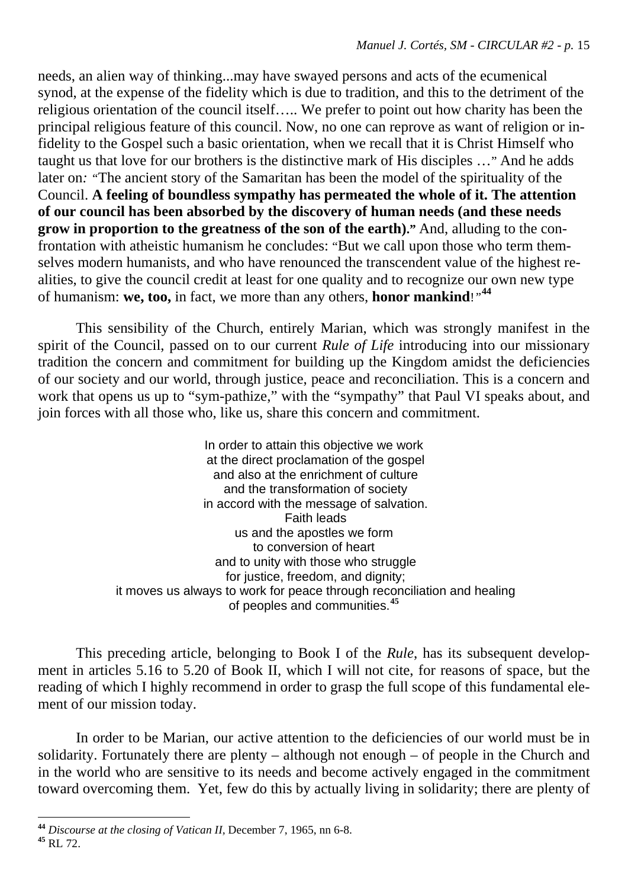needs, an alien way of thinking...may have swayed persons and acts of the ecumenical synod, at the expense of the fidelity which is due to tradition, and this to the detriment of the religious orientation of the council itself….. We prefer to point out how charity has been the principal religious feature of this council. Now, no one can reprove as want of religion or infidelity to the Gospel such a basic orientation, when we recall that it is Christ Himself who taught us that love for our brothers is the distinctive mark of His disciples …" And he adds later on*:* "The ancient story of the Samaritan has been the model of the spirituality of the Council. **A feeling of boundless sympathy has permeated the whole of it. The attention of our council has been absorbed by the discovery of human needs (and these needs grow in proportion to the greatness of the son of the earth).**" And, alluding to the confrontation with atheistic humanism he concludes: "But we call upon those who term themselves modern humanists, and who have renounced the transcendent value of the highest realities, to give the council credit at least for one quality and to recognize our own new type of humanism: **we, too,** in fact, we more than any others, **honor mankind**!"[44]

This sensibility of the Church, entirely Marian, which was strongly manifest in the spirit of the Council, passed on to our current *Rule of Life* introducing into our missionary tradition the concern and commitment for building up the Kingdom amidst the deficiencies of our society and our world, through justice, peace and reconciliation. This is a concern and work that opens us up to "sym-pathize," with the "sympathy" that Paul VI speaks about, and join forces with all those who, like us, share this concern and commitment.

> In order to attain this objective we work
> at the direct proclamation of the gospel
> and also at the enrichment of culture
> and the transformation of society
> in accord with the message of salvation.
> Faith leads
> us and the apostles we form
> to conversion of heart
> and to unity with those who struggle
> for justice, freedom, and dignity;
> it moves us always to work for peace through reconciliation and healing
> of peoples and communities.[45]

This preceding article, belonging to Book I of the *Rule*, has its subsequent development in articles 5.16 to 5.20 of Book II, which I will not cite, for reasons of space, but the reading of which I highly recommend in order to grasp the full scope of this fundamental element of our mission today.

In order to be Marian, our active attention to the deficiencies of our world must be in solidarity. Fortunately there are plenty – although not enough – of people in the Church and in the world who are sensitive to its needs and become actively engaged in the commitment toward overcoming them. Yet, few do this by actually living in solidarity; there are plenty of

---

[44] *Discourse at the closing of Vatican II*, December 7, 1965, nn 6-8.

[45] RL 72.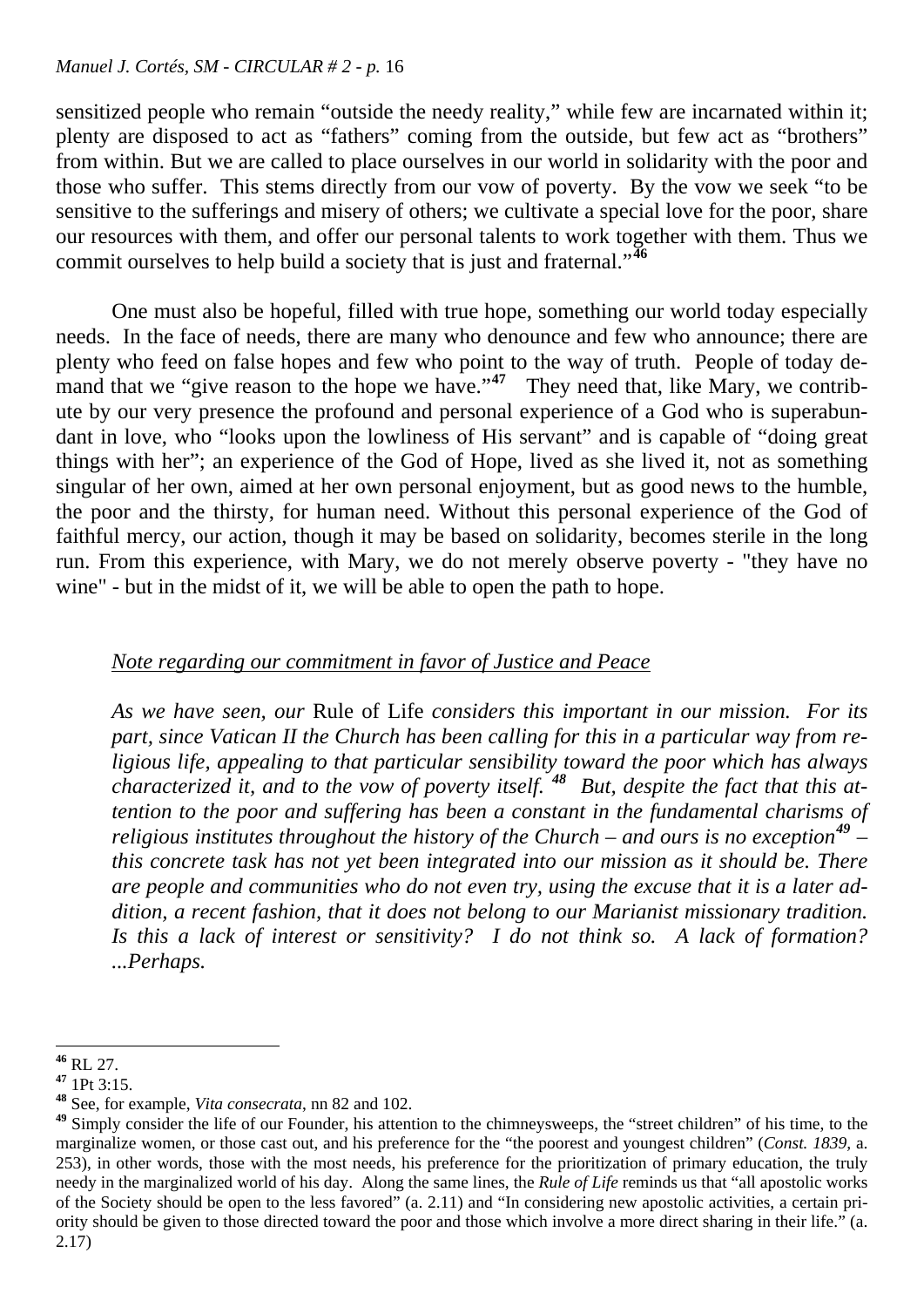sensitized people who remain "outside the needy reality," while few are incarnated within it; plenty are disposed to act as "fathers" coming from the outside, but few act as "brothers" from within. But we are called to place ourselves in our world in solidarity with the poor and those who suffer. This stems directly from our vow of poverty. By the vow we seek "to be sensitive to the sufferings and misery of others; we cultivate a special love for the poor, share our resources with them, and offer our personal talents to work together with them. Thus we commit ourselves to help build a society that is just and fraternal."[46]

One must also be hopeful, filled with true hope, something our world today especially needs. In the face of needs, there are many who denounce and few who announce; there are plenty who feed on false hopes and few who point to the way of truth. People of today demand that we "give reason to the hope we have."[47] They need that, like Mary, we contribute by our very presence the profound and personal experience of a God who is superabundant in love, who "looks upon the lowliness of His servant" and is capable of "doing great things with her"; an experience of the God of Hope, lived as she lived it, not as something singular of her own, aimed at her own personal enjoyment, but as good news to the humble, the poor and the thirsty, for human need. Without this personal experience of the God of faithful mercy, our action, though it may be based on solidarity, becomes sterile in the long run. From this experience, with Mary, we do not merely observe poverty - "they have no wine" - but in the midst of it, we will be able to open the path to hope.

<u>Note regarding our commitment in favor of Justice and Peace</u>

*As we have seen, our* Rule of Life *considers this important in our mission. For its part, since Vatican II the Church has been calling for this in a particular way from religious life, appealing to that particular sensibility toward the poor which has always characterized it, and to the vow of poverty itself.*[48] *But, despite the fact that this attention to the poor and suffering has been a constant in the fundamental charisms of religious institutes throughout the history of the Church – and ours is no exception*[49] *– this concrete task has not yet been integrated into our mission as it should be. There are people and communities who do not even try, using the excuse that it is a later addition, a recent fashion, that it does not belong to our Marianist missionary tradition. Is this a lack of interest or sensitivity? I do not think so. A lack of formation? ...Perhaps.*

---

[46] RL 27.

[47] 1Pt 3:15.

[48] See, for example, *Vita consecrata*, nn 82 and 102.

[49] Simply consider the life of our Founder, his attention to the chimneysweeps, the "street children" of his time, to the marginalize women, or those cast out, and his preference for the "the poorest and youngest children" (*Const. 1839*, a. 253), in other words, those with the most needs, his preference for the prioritization of primary education, the truly needy in the marginalized world of his day. Along the same lines, the *Rule of Life* reminds us that "all apostolic works of the Society should be open to the less favored" (a. 2.11) and "In considering new apostolic activities, a certain priority should be given to those directed toward the poor and those which involve a more direct sharing in their life." (a. 2.17)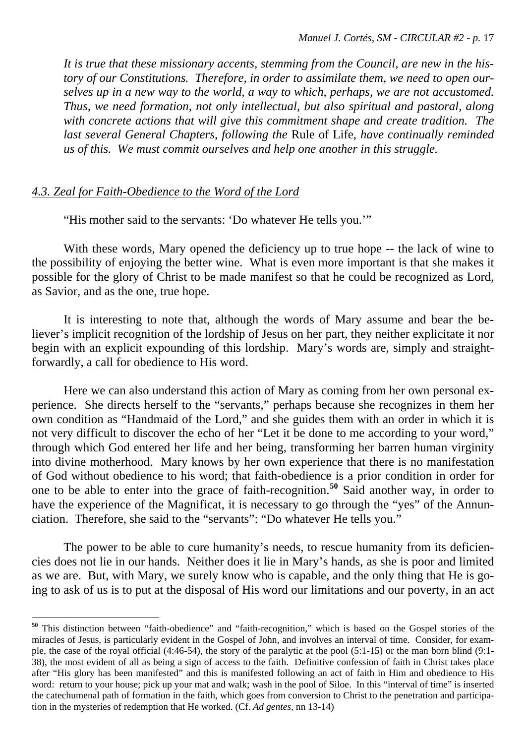*It is true that these missionary accents, stemming from the Council, are new in the history of our Constitutions. Therefore, in order to assimilate them, we need to open ourselves up in a new way to the world, a way to which, perhaps, we are not accustomed. Thus, we need formation, not only intellectual, but also spiritual and pastoral, along with concrete actions that will give this commitment shape and create tradition. The last several General Chapters, following the* Rule of Life*, have continually reminded us of this. We must commit ourselves and help one another in this struggle.*

### *4.3. Zeal for Faith-Obedience to the Word of the Lord*

"His mother said to the servants: 'Do whatever He tells you.'"

With these words, Mary opened the deficiency up to true hope -- the lack of wine to the possibility of enjoying the better wine. What is even more important is that she makes it possible for the glory of Christ to be made manifest so that he could be recognized as Lord, as Savior, and as the one, true hope.

It is interesting to note that, although the words of Mary assume and bear the believer's implicit recognition of the lordship of Jesus on her part, they neither explicitate it nor begin with an explicit expounding of this lordship. Mary's words are, simply and straightforwardly, a call for obedience to His word.

Here we can also understand this action of Mary as coming from her own personal experience. She directs herself to the "servants," perhaps because she recognizes in them her own condition as "Handmaid of the Lord," and she guides them with an order in which it is not very difficult to discover the echo of her "Let it be done to me according to your word," through which God entered her life and her being, transforming her barren human virginity into divine motherhood. Mary knows by her own experience that there is no manifestation of God without obedience to his word; that faith-obedience is a prior condition in order for one to be able to enter into the grace of faith-recognition.[50] Said another way, in order to have the experience of the Magnificat, it is necessary to go through the "yes" of the Annunciation. Therefore, she said to the "servants": "Do whatever He tells you."

The power to be able to cure humanity's needs, to rescue humanity from its deficiencies does not lie in our hands. Neither does it lie in Mary's hands, as she is poor and limited as we are. But, with Mary, we surely know who is capable, and the only thing that He is going to ask of us is to put at the disposal of His word our limitations and our poverty, in an act

---

[50] This distinction between "faith-obedience" and "faith-recognition," which is based on the Gospel stories of the miracles of Jesus, is particularly evident in the Gospel of John, and involves an interval of time. Consider, for example, the case of the royal official (4:46-54), the story of the paralytic at the pool (5:1-15) or the man born blind (9:1-38), the most evident of all as being a sign of access to the faith. Definitive confession of faith in Christ takes place after "His glory has been manifested" and this is manifested following an act of faith in Him and obedience to His word: return to your house; pick up your mat and walk; wash in the pool of Siloe. In this "interval of time" is inserted the catechumenal path of formation in the faith, which goes from conversion to Christ to the penetration and participation in the mysteries of redemption that He worked. (Cf. *Ad gentes*, nn 13-14)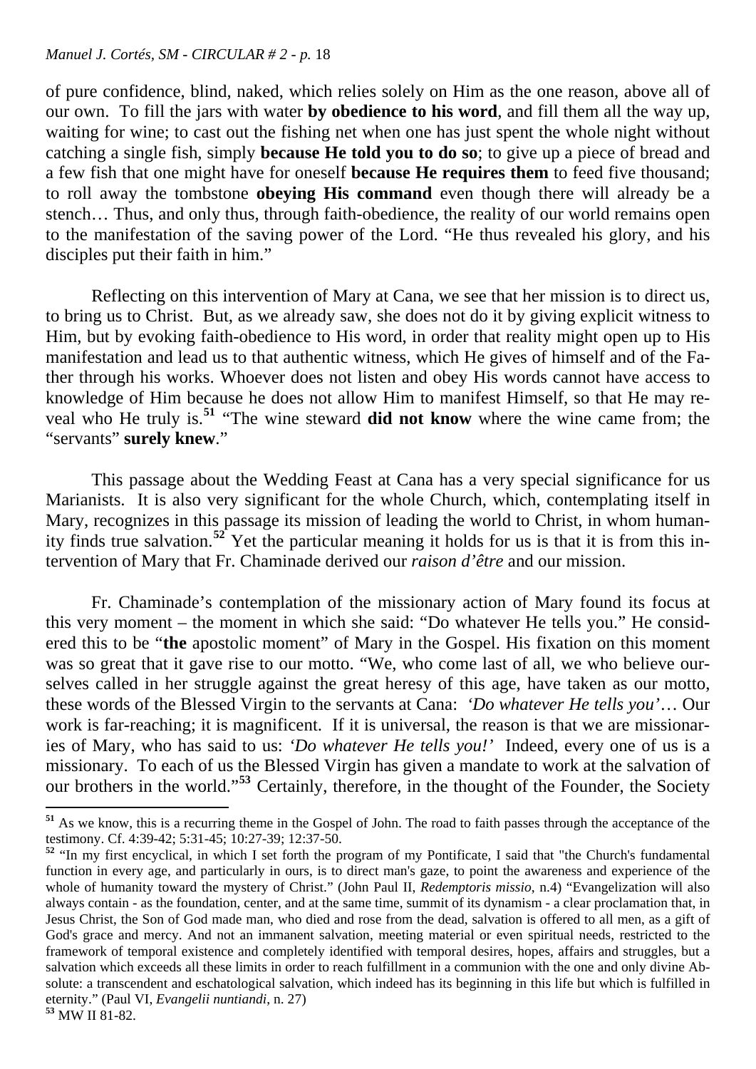of pure confidence, blind, naked, which relies solely on Him as the one reason, above all of our own. To fill the jars with water **by obedience to his word**, and fill them all the way up, waiting for wine; to cast out the fishing net when one has just spent the whole night without catching a single fish, simply **because He told you to do so**; to give up a piece of bread and a few fish that one might have for oneself **because He requires them** to feed five thousand; to roll away the tombstone **obeying His command** even though there will already be a stench… Thus, and only thus, through faith-obedience, the reality of our world remains open to the manifestation of the saving power of the Lord. "He thus revealed his glory, and his disciples put their faith in him."

Reflecting on this intervention of Mary at Cana, we see that her mission is to direct us, to bring us to Christ. But, as we already saw, she does not do it by giving explicit witness to Him, but by evoking faith-obedience to His word, in order that reality might open up to His manifestation and lead us to that authentic witness, which He gives of himself and of the Father through his works. Whoever does not listen and obey His words cannot have access to knowledge of Him because he does not allow Him to manifest Himself, so that He may reveal who He truly is.[51] "The wine steward **did not know** where the wine came from; the "servants" **surely knew**."

This passage about the Wedding Feast at Cana has a very special significance for us Marianists. It is also very significant for the whole Church, which, contemplating itself in Mary, recognizes in this passage its mission of leading the world to Christ, in whom humanity finds true salvation.[52] Yet the particular meaning it holds for us is that it is from this intervention of Mary that Fr. Chaminade derived our *raison d'être* and our mission.

Fr. Chaminade's contemplation of the missionary action of Mary found its focus at this very moment – the moment in which she said: "Do whatever He tells you." He considered this to be "**the** apostolic moment" of Mary in the Gospel. His fixation on this moment was so great that it gave rise to our motto. "We, who come last of all, we who believe ourselves called in her struggle against the great heresy of this age, have taken as our motto, these words of the Blessed Virgin to the servants at Cana: *'Do whatever He tells you'*… Our work is far-reaching; it is magnificent. If it is universal, the reason is that we are missionaries of Mary, who has said to us: *'Do whatever He tells you!'* Indeed, every one of us is a missionary. To each of us the Blessed Virgin has given a mandate to work at the salvation of our brothers in the world."[53] Certainly, therefore, in the thought of the Founder, the Society

---

[51] As we know, this is a recurring theme in the Gospel of John. The road to faith passes through the acceptance of the testimony. Cf. 4:39-42; 5:31-45; 10:27-39; 12:37-50.

[52] "In my first encyclical, in which I set forth the program of my Pontificate, I said that "the Church's fundamental function in every age, and particularly in ours, is to direct man's gaze, to point the awareness and experience of the whole of humanity toward the mystery of Christ." (John Paul II, *Redemptoris missio*, n.4) "Evangelization will also always contain - as the foundation, center, and at the same time, summit of its dynamism - a clear proclamation that, in Jesus Christ, the Son of God made man, who died and rose from the dead, salvation is offered to all men, as a gift of God's grace and mercy. And not an immanent salvation, meeting material or even spiritual needs, restricted to the framework of temporal existence and completely identified with temporal desires, hopes, affairs and struggles, but a salvation which exceeds all these limits in order to reach fulfillment in a communion with the one and only divine Absolute: a transcendent and eschatological salvation, which indeed has its beginning in this life but which is fulfilled in eternity." (Paul VI, *Evangelii nuntiandi*, n. 27)

[53] MW II 81-82.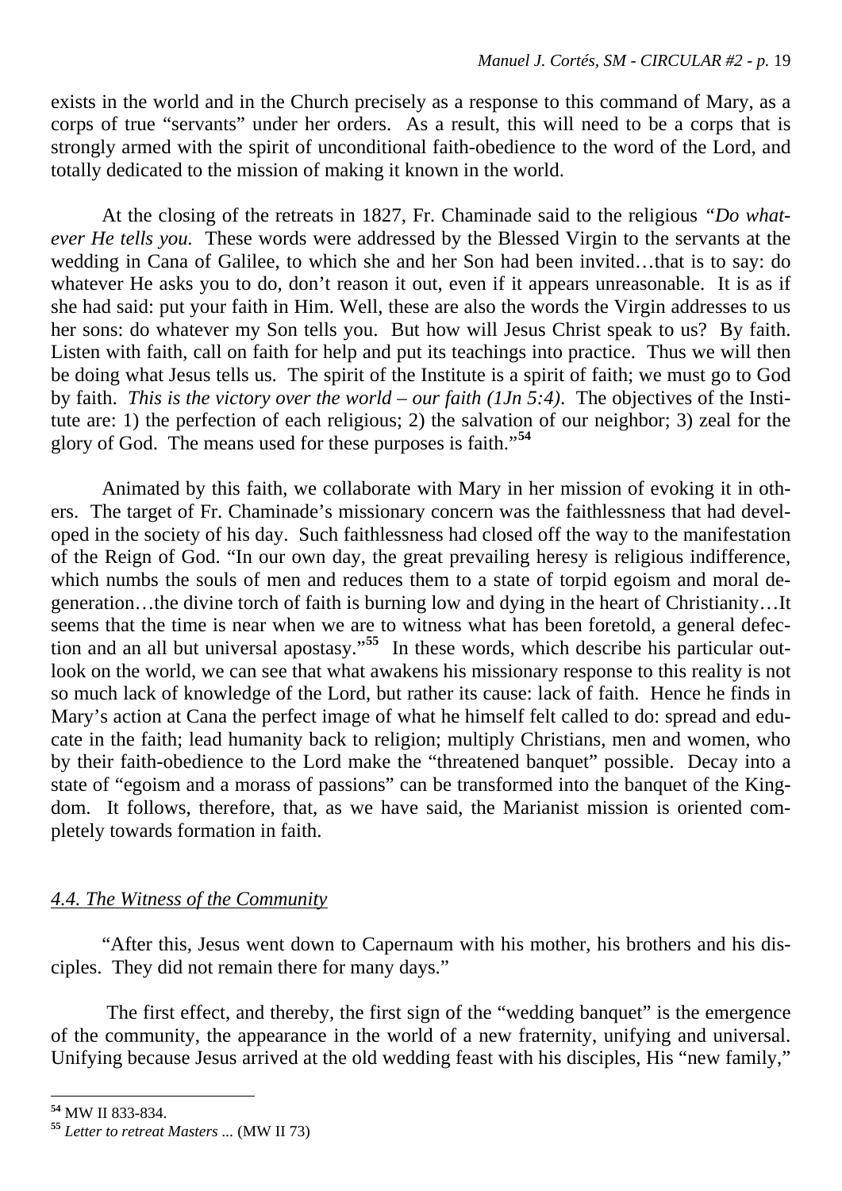exists in the world and in the Church precisely as a response to this command of Mary, as a corps of true "servants" under her orders. As a result, this will need to be a corps that is strongly armed with the spirit of unconditional faith-obedience to the word of the Lord, and totally dedicated to the mission of making it known in the world.

At the closing of the retreats in 1827, Fr. Chaminade said to the religious *"Do whatever He tells you.* These words were addressed by the Blessed Virgin to the servants at the wedding in Cana of Galilee, to which she and her Son had been invited…that is to say: do whatever He asks you to do, don't reason it out, even if it appears unreasonable. It is as if she had said: put your faith in Him. Well, these are also the words the Virgin addresses to us her sons: do whatever my Son tells you. But how will Jesus Christ speak to us? By faith. Listen with faith, call on faith for help and put its teachings into practice. Thus we will then be doing what Jesus tells us. The spirit of the Institute is a spirit of faith; we must go to God by faith. *This is the victory over the world – our faith (1Jn 5:4)*. The objectives of the Institute are: 1) the perfection of each religious; 2) the salvation of our neighbor; 3) zeal for the glory of God. The means used for these purposes is faith."[54]

Animated by this faith, we collaborate with Mary in her mission of evoking it in others. The target of Fr. Chaminade's missionary concern was the faithlessness that had developed in the society of his day. Such faithlessness had closed off the way to the manifestation of the Reign of God. "In our own day, the great prevailing heresy is religious indifference, which numbs the souls of men and reduces them to a state of torpid egoism and moral degeneration…the divine torch of faith is burning low and dying in the heart of Christianity…It seems that the time is near when we are to witness what has been foretold, a general defection and an all but universal apostasy."[55] In these words, which describe his particular outlook on the world, we can see that what awakens his missionary response to this reality is not so much lack of knowledge of the Lord, but rather its cause: lack of faith. Hence he finds in Mary's action at Cana the perfect image of what he himself felt called to do: spread and educate in the faith; lead humanity back to religion; multiply Christians, men and women, who by their faith-obedience to the Lord make the "threatened banquet" possible. Decay into a state of "egoism and a morass of passions" can be transformed into the banquet of the Kingdom. It follows, therefore, that, as we have said, the Marianist mission is oriented completely towards formation in faith.

### *4.4. The Witness of the Community*

"After this, Jesus went down to Capernaum with his mother, his brothers and his disciples. They did not remain there for many days."

The first effect, and thereby, the first sign of the "wedding banquet" is the emergence of the community, the appearance in the world of a new fraternity, unifying and universal. Unifying because Jesus arrived at the old wedding feast with his disciples, His "new family,"

---

[54] MW II 833-834.

[55] *Letter to retreat Masters* ... (MW II 73)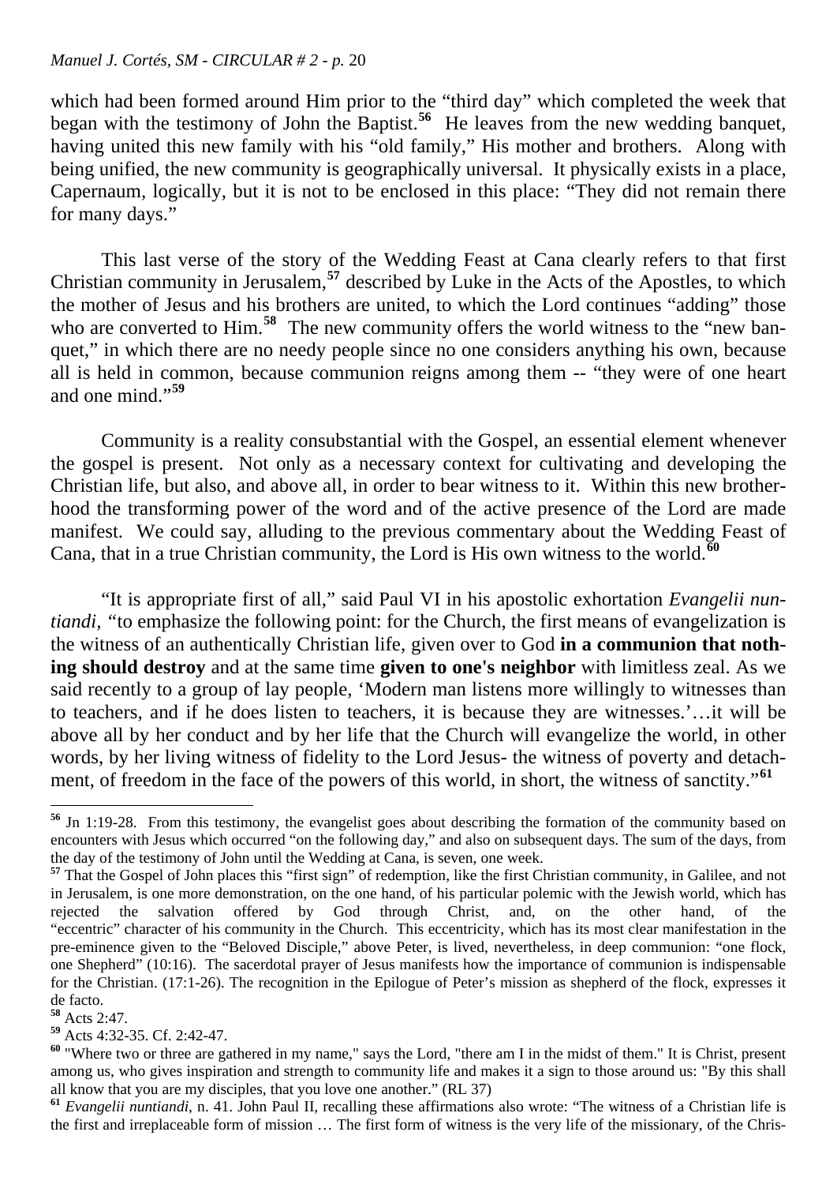which had been formed around Him prior to the "third day" which completed the week that began with the testimony of John the Baptist.[56] He leaves from the new wedding banquet, having united this new family with his "old family," His mother and brothers. Along with being unified, the new community is geographically universal. It physically exists in a place, Capernaum, logically, but it is not to be enclosed in this place: "They did not remain there for many days."

This last verse of the story of the Wedding Feast at Cana clearly refers to that first Christian community in Jerusalem,[57] described by Luke in the Acts of the Apostles, to which the mother of Jesus and his brothers are united, to which the Lord continues "adding" those who are converted to Him.[58] The new community offers the world witness to the "new banquet," in which there are no needy people since no one considers anything his own, because all is held in common, because communion reigns among them -- "they were of one heart and one mind."[59]

Community is a reality consubstantial with the Gospel, an essential element whenever the gospel is present. Not only as a necessary context for cultivating and developing the Christian life, but also, and above all, in order to bear witness to it. Within this new brotherhood the transforming power of the word and of the active presence of the Lord are made manifest. We could say, alluding to the previous commentary about the Wedding Feast of Cana, that in a true Christian community, the Lord is His own witness to the world.[60]

"It is appropriate first of all," said Paul VI in his apostolic exhortation *Evangelii nuntiandi*, "to emphasize the following point: for the Church, the first means of evangelization is the witness of an authentically Christian life, given over to God **in a communion that nothing should destroy** and at the same time **given to one's neighbor** with limitless zeal. As we said recently to a group of lay people, 'Modern man listens more willingly to witnesses than to teachers, and if he does listen to teachers, it is because they are witnesses.'…it will be above all by her conduct and by her life that the Church will evangelize the world, in other words, by her living witness of fidelity to the Lord Jesus- the witness of poverty and detachment, of freedom in the face of the powers of this world, in short, the witness of sanctity."[61]

---

[56] Jn 1:19-28. From this testimony, the evangelist goes about describing the formation of the community based on encounters with Jesus which occurred "on the following day," and also on subsequent days. The sum of the days, from the day of the testimony of John until the Wedding at Cana, is seven, one week.

[57] That the Gospel of John places this "first sign" of redemption, like the first Christian community, in Galilee, and not in Jerusalem, is one more demonstration, on the one hand, of his particular polemic with the Jewish world, which has rejected the salvation offered by God through Christ, and, on the other hand, of the "eccentric" character of his community in the Church. This eccentricity, which has its most clear manifestation in the pre-eminence given to the "Beloved Disciple," above Peter, is lived, nevertheless, in deep communion: "one flock, one Shepherd" (10:16). The sacerdotal prayer of Jesus manifests how the importance of communion is indispensable for the Christian. (17:1-26). The recognition in the Epilogue of Peter's mission as shepherd of the flock, expresses it de facto.

[58] Acts 2:47.

[59] Acts 4:32-35. Cf. 2:42-47.

[60] "Where two or three are gathered in my name," says the Lord, "there am I in the midst of them." It is Christ, present among us, who gives inspiration and strength to community life and makes it a sign to those around us: "By this shall all know that you are my disciples, that you love one another." (RL 37)

[61] *Evangelii nuntiandi*, n. 41. John Paul II, recalling these affirmations also wrote: "The witness of a Christian life is the first and irreplaceable form of mission … The first form of witness is the very life of the missionary, of the Chris-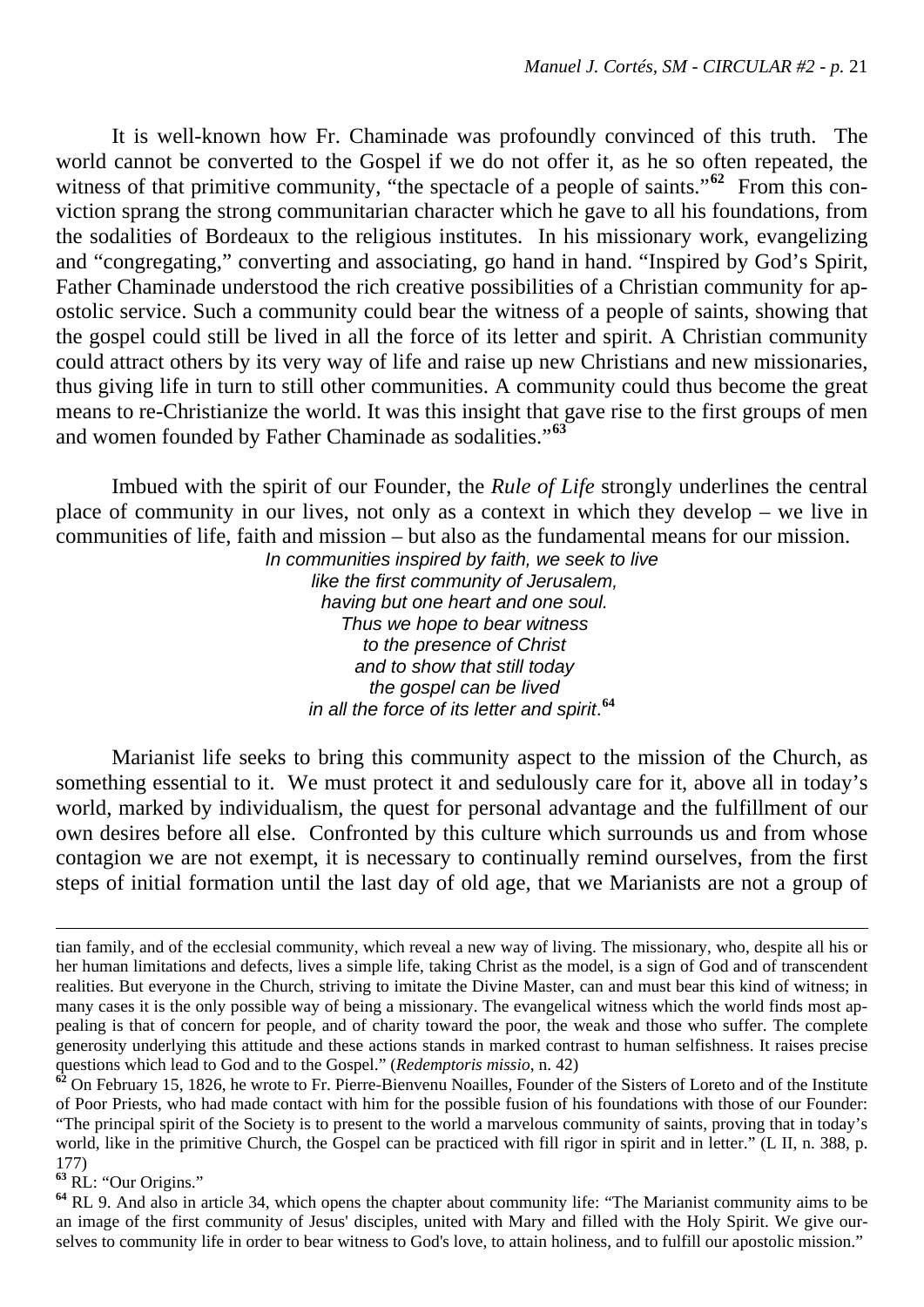It is well-known how Fr. Chaminade was profoundly convinced of this truth. The world cannot be converted to the Gospel if we do not offer it, as he so often repeated, the witness of that primitive community, "the spectacle of a people of saints."[62] From this conviction sprang the strong communitarian character which he gave to all his foundations, from the sodalities of Bordeaux to the religious institutes. In his missionary work, evangelizing and "congregating," converting and associating, go hand in hand. "Inspired by God's Spirit, Father Chaminade understood the rich creative possibilities of a Christian community for apostolic service. Such a community could bear the witness of a people of saints, showing that the gospel could still be lived in all the force of its letter and spirit. A Christian community could attract others by its very way of life and raise up new Christians and new missionaries, thus giving life in turn to still other communities. A community could thus become the great means to re-Christianize the world. It was this insight that gave rise to the first groups of men and women founded by Father Chaminade as sodalities."[63]

Imbued with the spirit of our Founder, the *Rule of Life* strongly underlines the central place of community in our lives, not only as a context in which they develop – we live in communities of life, faith and mission – but also as the fundamental means for our mission.

*In communities inspired by faith, we seek to live*
*like the first community of Jerusalem,*
*having but one heart and one soul.*
*Thus we hope to bear witness*
*to the presence of Christ*
*and to show that still today*
*the gospel can be lived*
*in all the force of its letter and spirit*.[64]

Marianist life seeks to bring this community aspect to the mission of the Church, as something essential to it. We must protect it and sedulously care for it, above all in today's world, marked by individualism, the quest for personal advantage and the fulfillment of our own desires before all else. Confronted by this culture which surrounds us and from whose contagion we are not exempt, it is necessary to continually remind ourselves, from the first steps of initial formation until the last day of old age, that we Marianists are not a group of

---

tian family, and of the ecclesial community, which reveal a new way of living. The missionary, who, despite all his or her human limitations and defects, lives a simple life, taking Christ as the model, is a sign of God and of transcendent realities. But everyone in the Church, striving to imitate the Divine Master, can and must bear this kind of witness; in many cases it is the only possible way of being a missionary. The evangelical witness which the world finds most appealing is that of concern for people, and of charity toward the poor, the weak and those who suffer. The complete generosity underlying this attitude and these actions stands in marked contrast to human selfishness. It raises precise questions which lead to God and to the Gospel." (*Redemptoris missio*, n. 42)

[62] On February 15, 1826, he wrote to Fr. Pierre-Bienvenu Noailles, Founder of the Sisters of Loreto and of the Institute of Poor Priests, who had made contact with him for the possible fusion of his foundations with those of our Founder: "The principal spirit of the Society is to present to the world a marvelous community of saints, proving that in today's world, like in the primitive Church, the Gospel can be practiced with fill rigor in spirit and in letter." (L II, n. 388, p. 177)

[63] RL: "Our Origins."

[64] RL 9. And also in article 34, which opens the chapter about community life: "The Marianist community aims to be an image of the first community of Jesus' disciples, united with Mary and filled with the Holy Spirit. We give ourselves to community life in order to bear witness to God's love, to attain holiness, and to fulfill our apostolic mission."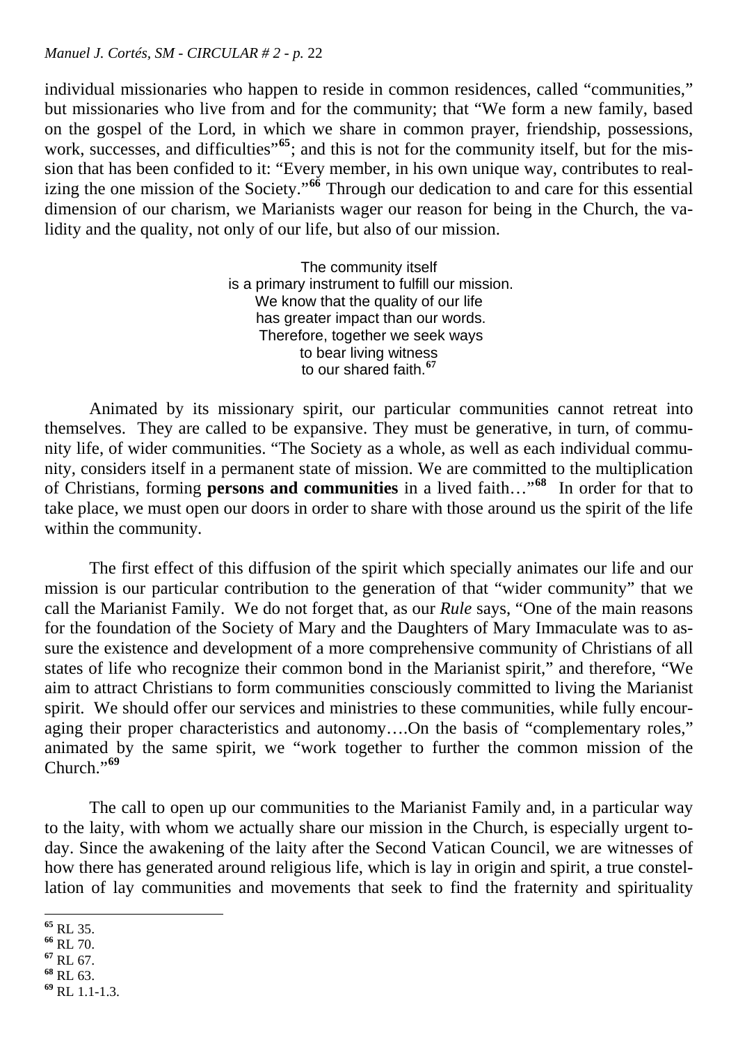individual missionaries who happen to reside in common residences, called "communities," but missionaries who live from and for the community; that "We form a new family, based on the gospel of the Lord, in which we share in common prayer, friendship, possessions, work, successes, and difficulties"[65]; and this is not for the community itself, but for the mission that has been confided to it: "Every member, in his own unique way, contributes to realizing the one mission of the Society."[66] Through our dedication to and care for this essential dimension of our charism, we Marianists wager our reason for being in the Church, the validity and the quality, not only of our life, but also of our mission.

> The community itself
> is a primary instrument to fulfill our mission.
> We know that the quality of our life
> has greater impact than our words.
> Therefore, together we seek ways
> to bear living witness
> to our shared faith.[67]

Animated by its missionary spirit, our particular communities cannot retreat into themselves. They are called to be expansive. They must be generative, in turn, of community life, of wider communities. "The Society as a whole, as well as each individual community, considers itself in a permanent state of mission. We are committed to the multiplication of Christians, forming **persons and communities** in a lived faith…"[68] In order for that to take place, we must open our doors in order to share with those around us the spirit of the life within the community.

The first effect of this diffusion of the spirit which specially animates our life and our mission is our particular contribution to the generation of that "wider community" that we call the Marianist Family. We do not forget that, as our *Rule* says, "One of the main reasons for the foundation of the Society of Mary and the Daughters of Mary Immaculate was to assure the existence and development of a more comprehensive community of Christians of all states of life who recognize their common bond in the Marianist spirit," and therefore, "We aim to attract Christians to form communities consciously committed to living the Marianist spirit. We should offer our services and ministries to these communities, while fully encouraging their proper characteristics and autonomy….On the basis of "complementary roles," animated by the same spirit, we "work together to further the common mission of the Church."[69]

The call to open up our communities to the Marianist Family and, in a particular way to the laity, with whom we actually share our mission in the Church, is especially urgent today. Since the awakening of the laity after the Second Vatican Council, we are witnesses of how there has generated around religious life, which is lay in origin and spirit, a true constellation of lay communities and movements that seek to find the fraternity and spirituality

---

[65] RL 35.
[66] RL 70.
[67] RL 67.
[68] RL 63.
[69] RL 1.1-1.3.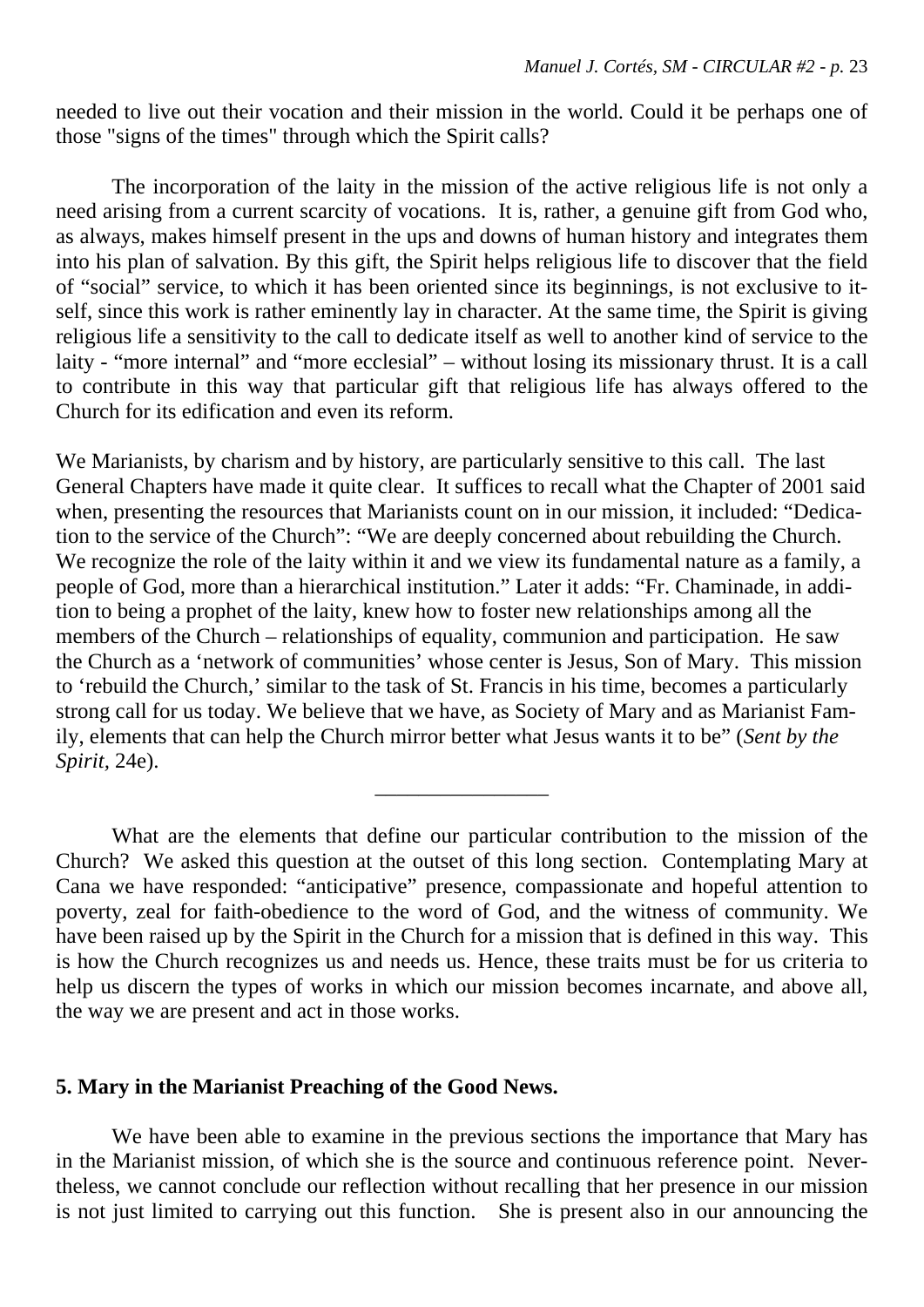needed to live out their vocation and their mission in the world. Could it be perhaps one of those "signs of the times" through which the Spirit calls?

The incorporation of the laity in the mission of the active religious life is not only a need arising from a current scarcity of vocations. It is, rather, a genuine gift from God who, as always, makes himself present in the ups and downs of human history and integrates them into his plan of salvation. By this gift, the Spirit helps religious life to discover that the field of “social” service, to which it has been oriented since its beginnings, is not exclusive to itself, since this work is rather eminently lay in character. At the same time, the Spirit is giving religious life a sensitivity to the call to dedicate itself as well to another kind of service to the laity - “more internal” and “more ecclesial” – without losing its missionary thrust. It is a call to contribute in this way that particular gift that religious life has always offered to the Church for its edification and even its reform.

We Marianists, by charism and by history, are particularly sensitive to this call. The last General Chapters have made it quite clear. It suffices to recall what the Chapter of 2001 said when, presenting the resources that Marianists count on in our mission, it included: “Dedication to the service of the Church”: “We are deeply concerned about rebuilding the Church. We recognize the role of the laity within it and we view its fundamental nature as a family, a people of God, more than a hierarchical institution.” Later it adds: “Fr. Chaminade, in addition to being a prophet of the laity, knew how to foster new relationships among all the members of the Church – relationships of equality, communion and participation. He saw the Church as a ‘network of communities’ whose center is Jesus, Son of Mary. This mission to ‘rebuild the Church,’ similar to the task of St. Francis in his time, becomes a particularly strong call for us today. We believe that we have, as Society of Mary and as Marianist Family, elements that can help the Church mirror better what Jesus wants it to be” (*Sent by the Spirit,* 24e).

---

What are the elements that define our particular contribution to the mission of the Church? We asked this question at the outset of this long section. Contemplating Mary at Cana we have responded: “anticipative” presence, compassionate and hopeful attention to poverty, zeal for faith-obedience to the word of God, and the witness of community. We have been raised up by the Spirit in the Church for a mission that is defined in this way. This is how the Church recognizes us and needs us. Hence, these traits must be for us criteria to help us discern the types of works in which our mission becomes incarnate, and above all, the way we are present and act in those works.

## 5. Mary in the Marianist Preaching of the Good News.

We have been able to examine in the previous sections the importance that Mary has in the Marianist mission, of which she is the source and continuous reference point. Nevertheless, we cannot conclude our reflection without recalling that her presence in our mission is not just limited to carrying out this function. She is present also in our announcing the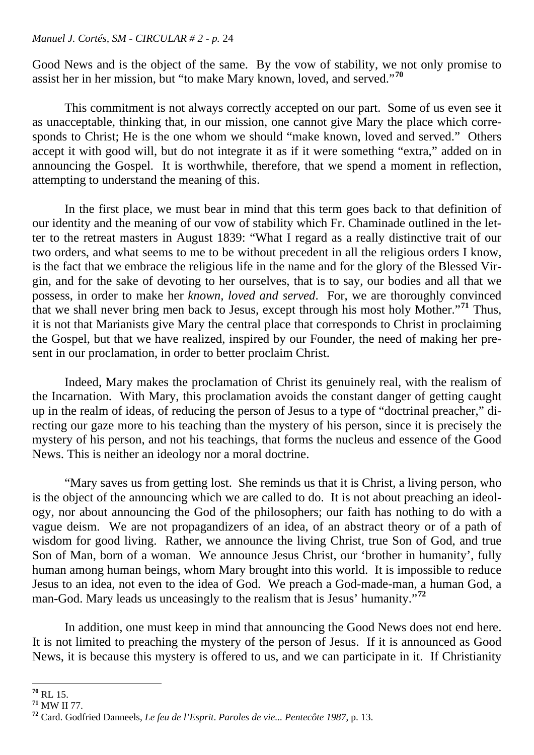Good News and is the object of the same. By the vow of stability, we not only promise to assist her in her mission, but "to make Mary known, loved, and served."[70]

This commitment is not always correctly accepted on our part. Some of us even see it as unacceptable, thinking that, in our mission, one cannot give Mary the place which corresponds to Christ; He is the one whom we should "make known, loved and served." Others accept it with good will, but do not integrate it as if it were something "extra," added on in announcing the Gospel. It is worthwhile, therefore, that we spend a moment in reflection, attempting to understand the meaning of this.

In the first place, we must bear in mind that this term goes back to that definition of our identity and the meaning of our vow of stability which Fr. Chaminade outlined in the letter to the retreat masters in August 1839: "What I regard as a really distinctive trait of our two orders, and what seems to me to be without precedent in all the religious orders I know, is the fact that we embrace the religious life in the name and for the glory of the Blessed Virgin, and for the sake of devoting to her ourselves, that is to say, our bodies and all that we possess, in order to make her *known, loved and served*. For, we are thoroughly convinced that we shall never bring men back to Jesus, except through his most holy Mother."[71] Thus, it is not that Marianists give Mary the central place that corresponds to Christ in proclaiming the Gospel, but that we have realized, inspired by our Founder, the need of making her present in our proclamation, in order to better proclaim Christ.

Indeed, Mary makes the proclamation of Christ its genuinely real, with the realism of the Incarnation. With Mary, this proclamation avoids the constant danger of getting caught up in the realm of ideas, of reducing the person of Jesus to a type of "doctrinal preacher," directing our gaze more to his teaching than the mystery of his person, since it is precisely the mystery of his person, and not his teachings, that forms the nucleus and essence of the Good News. This is neither an ideology nor a moral doctrine.

"Mary saves us from getting lost. She reminds us that it is Christ, a living person, who is the object of the announcing which we are called to do. It is not about preaching an ideology, nor about announcing the God of the philosophers; our faith has nothing to do with a vague deism. We are not propagandizers of an idea, of an abstract theory or of a path of wisdom for good living. Rather, we announce the living Christ, true Son of God, and true Son of Man, born of a woman. We announce Jesus Christ, our 'brother in humanity', fully human among human beings, whom Mary brought into this world. It is impossible to reduce Jesus to an idea, not even to the idea of God. We preach a God-made-man, a human God, a man-God. Mary leads us unceasingly to the realism that is Jesus' humanity."[72]

In addition, one must keep in mind that announcing the Good News does not end here. It is not limited to preaching the mystery of the person of Jesus. If it is announced as Good News, it is because this mystery is offered to us, and we can participate in it. If Christianity

---

[70] RL 15.

[71] MW II 77.

[72] Card. Godfried Danneels, *Le feu de l'Esprit*. *Paroles de vie... Pentecôte 1987*, p. 13.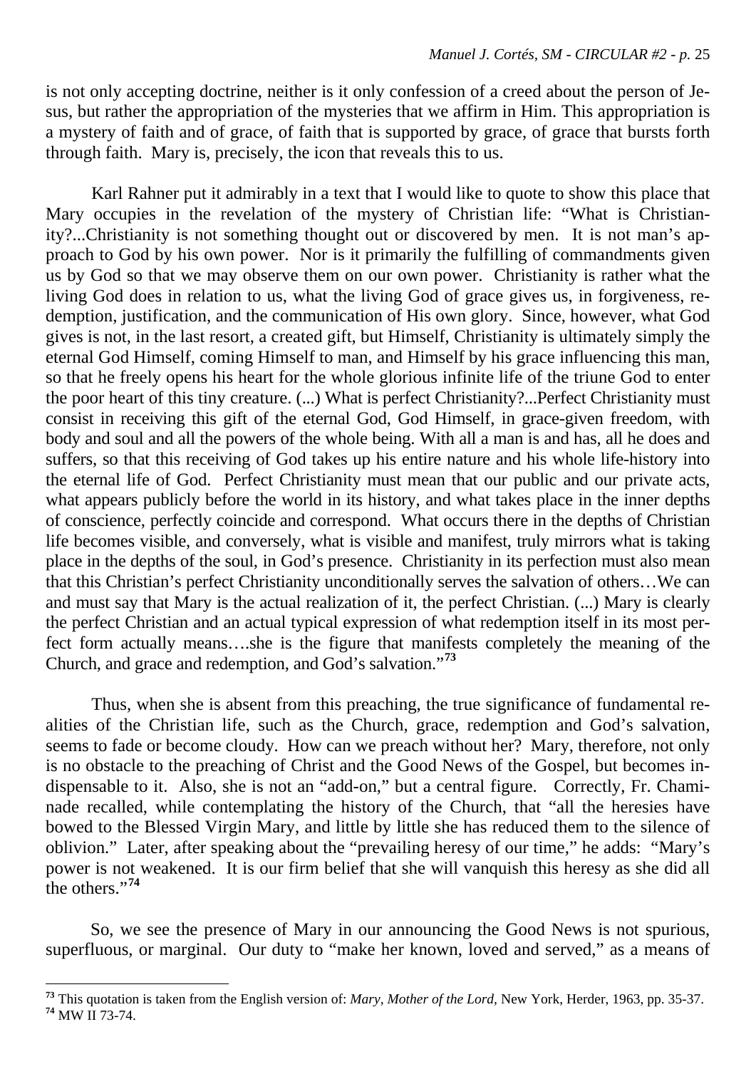is not only accepting doctrine, neither is it only confession of a creed about the person of Jesus, but rather the appropriation of the mysteries that we affirm in Him. This appropriation is a mystery of faith and of grace, of faith that is supported by grace, of grace that bursts forth through faith. Mary is, precisely, the icon that reveals this to us.

Karl Rahner put it admirably in a text that I would like to quote to show this place that Mary occupies in the revelation of the mystery of Christian life: "What is Christianity?...Christianity is not something thought out or discovered by men. It is not man's approach to God by his own power. Nor is it primarily the fulfilling of commandments given us by God so that we may observe them on our own power. Christianity is rather what the living God does in relation to us, what the living God of grace gives us, in forgiveness, redemption, justification, and the communication of His own glory. Since, however, what God gives is not, in the last resort, a created gift, but Himself, Christianity is ultimately simply the eternal God Himself, coming Himself to man, and Himself by his grace influencing this man, so that he freely opens his heart for the whole glorious infinite life of the triune God to enter the poor heart of this tiny creature. (...) What is perfect Christianity?...Perfect Christianity must consist in receiving this gift of the eternal God, God Himself, in grace-given freedom, with body and soul and all the powers of the whole being. With all a man is and has, all he does and suffers, so that this receiving of God takes up his entire nature and his whole life-history into the eternal life of God. Perfect Christianity must mean that our public and our private acts, what appears publicly before the world in its history, and what takes place in the inner depths of conscience, perfectly coincide and correspond. What occurs there in the depths of Christian life becomes visible, and conversely, what is visible and manifest, truly mirrors what is taking place in the depths of the soul, in God's presence. Christianity in its perfection must also mean that this Christian's perfect Christianity unconditionally serves the salvation of others…We can and must say that Mary is the actual realization of it, the perfect Christian. (...) Mary is clearly the perfect Christian and an actual typical expression of what redemption itself in its most perfect form actually means….she is the figure that manifests completely the meaning of the Church, and grace and redemption, and God's salvation."[73]

Thus, when she is absent from this preaching, the true significance of fundamental realities of the Christian life, such as the Church, grace, redemption and God's salvation, seems to fade or become cloudy. How can we preach without her? Mary, therefore, not only is no obstacle to the preaching of Christ and the Good News of the Gospel, but becomes indispensable to it. Also, she is not an "add-on," but a central figure. Correctly, Fr. Chaminade recalled, while contemplating the history of the Church, that "all the heresies have bowed to the Blessed Virgin Mary, and little by little she has reduced them to the silence of oblivion." Later, after speaking about the "prevailing heresy of our time," he adds: "Mary's power is not weakened. It is our firm belief that she will vanquish this heresy as she did all the others."[74]

So, we see the presence of Mary in our announcing the Good News is not spurious, superfluous, or marginal. Our duty to "make her known, loved and served," as a means of

---

[73] This quotation is taken from the English version of: *Mary, Mother of the Lord*, New York, Herder, 1963, pp. 35-37.
[74] MW II 73-74.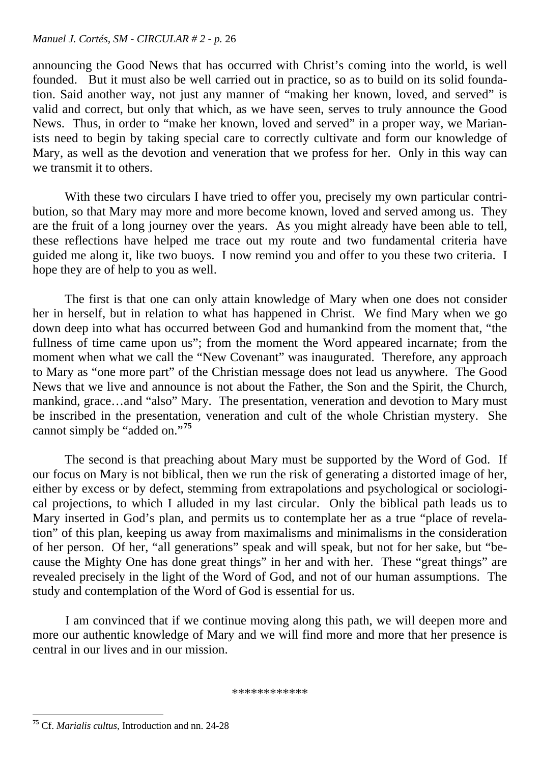announcing the Good News that has occurred with Christ's coming into the world, is well founded. But it must also be well carried out in practice, so as to build on its solid foundation. Said another way, not just any manner of "making her known, loved, and served" is valid and correct, but only that which, as we have seen, serves to truly announce the Good News. Thus, in order to "make her known, loved and served" in a proper way, we Marianists need to begin by taking special care to correctly cultivate and form our knowledge of Mary, as well as the devotion and veneration that we profess for her. Only in this way can we transmit it to others.

With these two circulars I have tried to offer you, precisely my own particular contribution, so that Mary may more and more become known, loved and served among us. They are the fruit of a long journey over the years. As you might already have been able to tell, these reflections have helped me trace out my route and two fundamental criteria have guided me along it, like two buoys. I now remind you and offer to you these two criteria. I hope they are of help to you as well.

The first is that one can only attain knowledge of Mary when one does not consider her in herself, but in relation to what has happened in Christ. We find Mary when we go down deep into what has occurred between God and humankind from the moment that, "the fullness of time came upon us"; from the moment the Word appeared incarnate; from the moment when what we call the "New Covenant" was inaugurated. Therefore, any approach to Mary as "one more part" of the Christian message does not lead us anywhere. The Good News that we live and announce is not about the Father, the Son and the Spirit, the Church, mankind, grace…and "also" Mary. The presentation, veneration and devotion to Mary must be inscribed in the presentation, veneration and cult of the whole Christian mystery. She cannot simply be "added on."[75]

The second is that preaching about Mary must be supported by the Word of God. If our focus on Mary is not biblical, then we run the risk of generating a distorted image of her, either by excess or by defect, stemming from extrapolations and psychological or sociological projections, to which I alluded in my last circular. Only the biblical path leads us to Mary inserted in God's plan, and permits us to contemplate her as a true "place of revelation" of this plan, keeping us away from maximalisms and minimalisms in the consideration of her person. Of her, "all generations" speak and will speak, but not for her sake, but "because the Mighty One has done great things" in her and with her. These "great things" are revealed precisely in the light of the Word of God, and not of our human assumptions. The study and contemplation of the Word of God is essential for us.

I am convinced that if we continue moving along this path, we will deepen more and more our authentic knowledge of Mary and we will find more and more that her presence is central in our lives and in our mission.

***********

[75] Cf. *Marialis cultus*, Introduction and nn. 24-28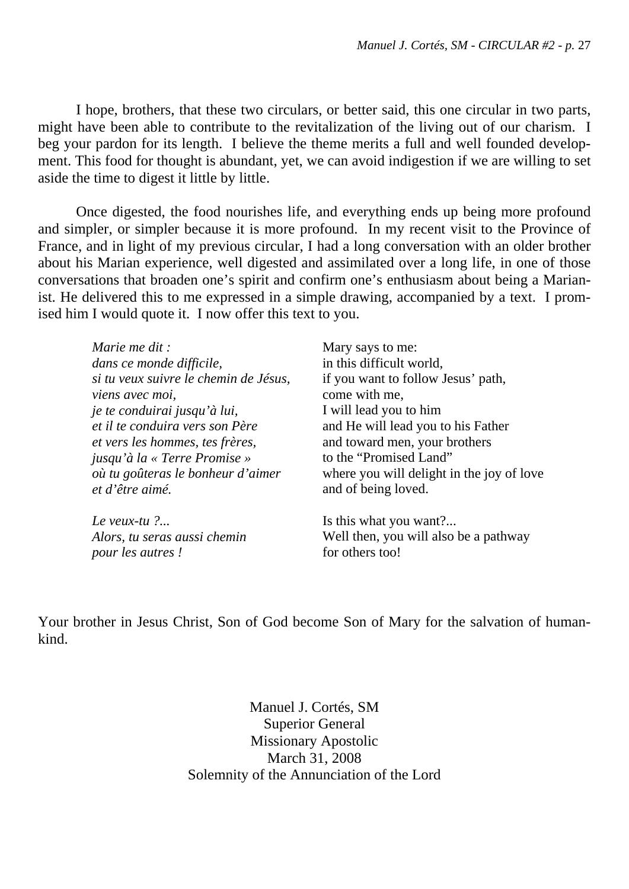I hope, brothers, that these two circulars, or better said, this one circular in two parts, might have been able to contribute to the revitalization of the living out of our charism. I beg your pardon for its length. I believe the theme merits a full and well founded development. This food for thought is abundant, yet, we can avoid indigestion if we are willing to set aside the time to digest it little by little.

Once digested, the food nourishes life, and everything ends up being more profound and simpler, or simpler because it is more profound. In my recent visit to the Province of France, and in light of my previous circular, I had a long conversation with an older brother about his Marian experience, well digested and assimilated over a long life, in one of those conversations that broaden one's spirit and confirm one's enthusiasm about being a Marianist. He delivered this to me expressed in a simple drawing, accompanied by a text. I promised him I would quote it. I now offer this text to you.

| | |
|---|---|
| *Marie me dit :* | Mary says to me: |
| *dans ce monde difficile,* | in this difficult world, |
| *si tu veux suivre le chemin de Jésus,* | if you want to follow Jesus' path, |
| *viens avec moi,* | come with me, |
| *je te conduirai jusqu'à lui,* | I will lead you to him |
| *et il te conduira vers son Père* | and He will lead you to his Father |
| *et vers les hommes, tes frères,* | and toward men, your brothers |
| *jusqu'à la « Terre Promise »* | to the "Promised Land" |
| *où tu goûteras le bonheur d'aimer* | where you will delight in the joy of love |
| *et d'être aimé.* | and of being loved. |
| | |
| *Le veux-tu ?...* | Is this what you want?... |
| *Alors, tu seras aussi chemin* | Well then, you will also be a pathway |
| *pour les autres !* | for others too! |

Your brother in Jesus Christ, Son of God become Son of Mary for the salvation of humankind.

Manuel J. Cortés, SM
Superior General
Missionary Apostolic
March 31, 2008
Solemnity of the Annunciation of the Lord